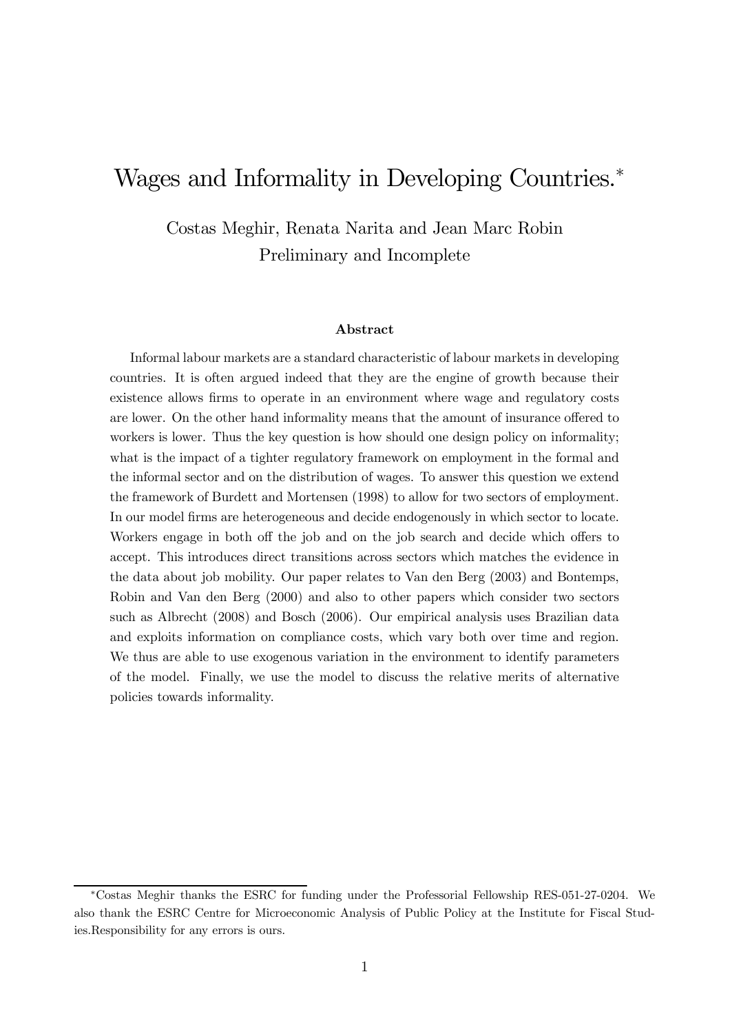# Wages and Informality in Developing Countries.*

Costas Meghir, Renata Narita and Jean Marc Robin

Preliminary and Incomplete

### Abstract

Informal labour markets are a standard characteristic of labour markets in developing countries. It is often argued indeed that they are the engine of growth because their existence allows firms to operate in an environment where wage and regulatory costs are lower. On the other hand informality means that the amount of insurance offered to workers is lower. Thus the key question is how should one design policy on informality; what is the impact of a tighter regulatory framework on employment in the formal and the informal sector and on the distribution of wages. To answer this question we extend the framework of Burdett and Mortensen (1998) to allow for two sectors of employment. In our model firms are heterogeneous and decide endogenously in which sector to locate. Workers engage in both off the job and on the job search and decide which offers to accept. This introduces direct transitions across sectors which matches the evidence in the data about job mobility. Our paper relates to Van den Berg (2003) and Bontemps, Robin and Van den Berg (2000) and also to other papers which consider two sectors such as Albrecht (2008) and Bosch (2006). Our empirical analysis uses Brazilian data and exploits information on compliance costs, which vary both over time and region. We thus are able to use exogenous variation in the environment to identify parameters of the model. Finally, we use the model to discuss the relative merits of alternative policies towards informality.

---

*Costas Meghir thanks the ESRC for funding under the Professorial Fellowship RES-051-27-0204. We also thank the ESRC Centre for Microeconomic Analysis of Public Policy at the Institute for Fiscal Studies.Responsibility for any errors is ours.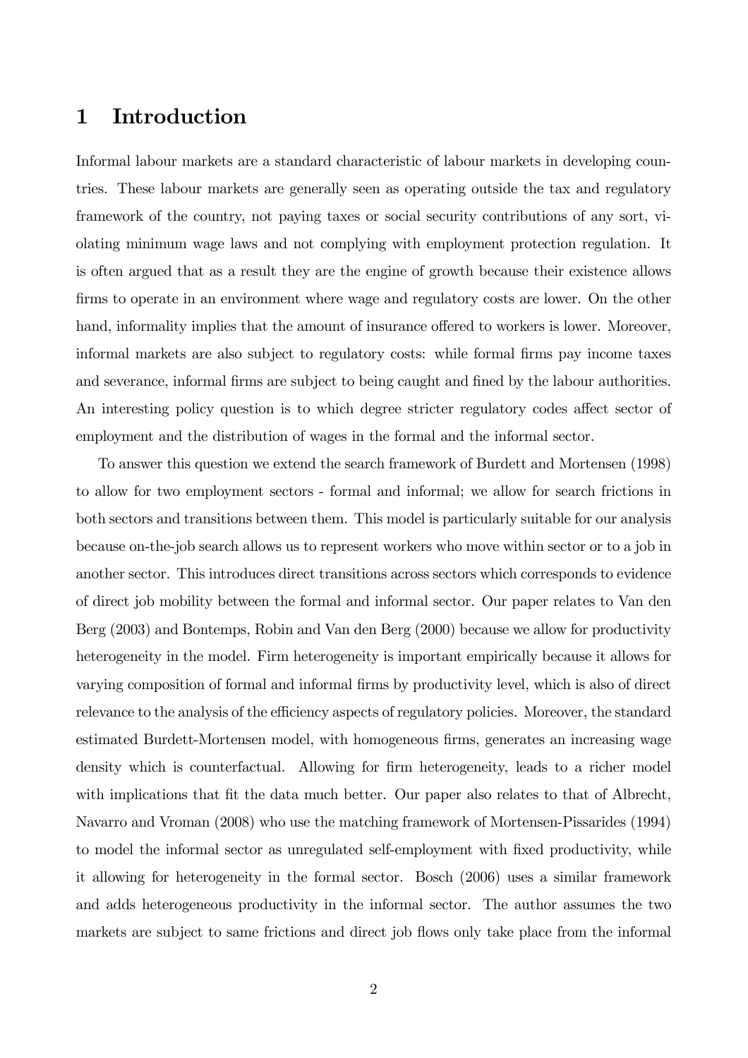# 1 Introduction

Informal labour markets are a standard characteristic of labour markets in developing countries. These labour markets are generally seen as operating outside the tax and regulatory framework of the country, not paying taxes or social security contributions of any sort, violating minimum wage laws and not complying with employment protection regulation. It is often argued that as a result they are the engine of growth because their existence allows firms to operate in an environment where wage and regulatory costs are lower. On the other hand, informality implies that the amount of insurance offered to workers is lower. Moreover, informal markets are also subject to regulatory costs: while formal firms pay income taxes and severance, informal firms are subject to being caught and fined by the labour authorities. An interesting policy question is to which degree stricter regulatory codes affect sector of employment and the distribution of wages in the formal and the informal sector.

To answer this question we extend the search framework of Burdett and Mortensen (1998) to allow for two employment sectors - formal and informal; we allow for search frictions in both sectors and transitions between them. This model is particularly suitable for our analysis because on-the-job search allows us to represent workers who move within sector or to a job in another sector. This introduces direct transitions across sectors which corresponds to evidence of direct job mobility between the formal and informal sector. Our paper relates to Van den Berg (2003) and Bontemps, Robin and Van den Berg (2000) because we allow for productivity heterogeneity in the model. Firm heterogeneity is important empirically because it allows for varying composition of formal and informal firms by productivity level, which is also of direct relevance to the analysis of the efficiency aspects of regulatory policies. Moreover, the standard estimated Burdett-Mortensen model, with homogeneous firms, generates an increasing wage density which is counterfactual. Allowing for firm heterogeneity, leads to a richer model with implications that fit the data much better. Our paper also relates to that of Albrecht, Navarro and Vroman (2008) who use the matching framework of Mortensen-Pissarides (1994) to model the informal sector as unregulated self-employment with fixed productivity, while it allowing for heterogeneity in the formal sector. Bosch (2006) uses a similar framework and adds heterogeneous productivity in the informal sector. The author assumes the two markets are subject to same frictions and direct job flows only take place from the informal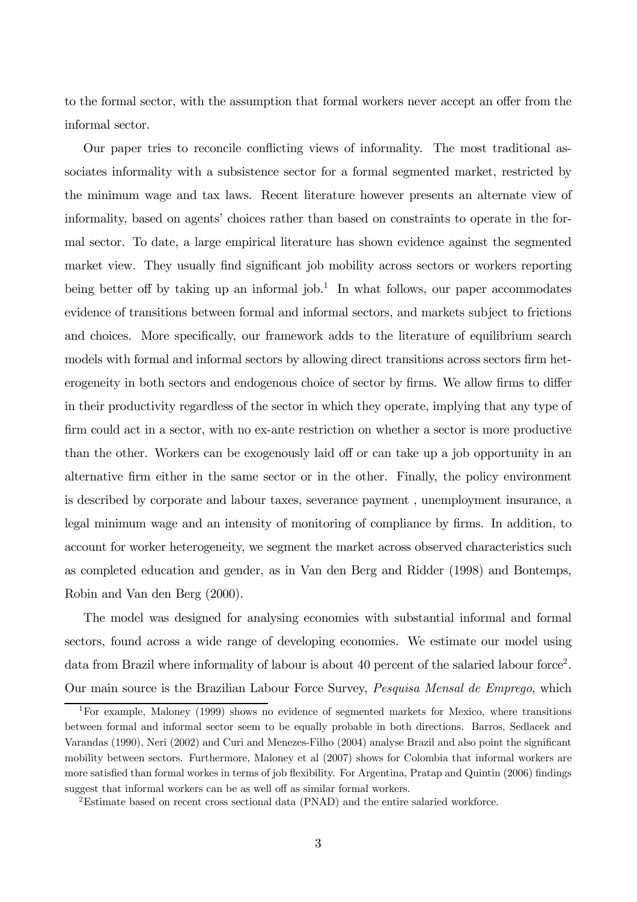to the formal sector, with the assumption that formal workers never accept an offer from the informal sector.

Our paper tries to reconcile conflicting views of informality. The most traditional associates informality with a subsistence sector for a formal segmented market, restricted by the minimum wage and tax laws. Recent literature however presents an alternate view of informality, based on agents' choices rather than based on constraints to operate in the formal sector. To date, a large empirical literature has shown evidence against the segmented market view. They usually find significant job mobility across sectors or workers reporting being better off by taking up an informal job.[1] In what follows, our paper accommodates evidence of transitions between formal and informal sectors, and markets subject to frictions and choices. More specifically, our framework adds to the literature of equilibrium search models with formal and informal sectors by allowing direct transitions across sectors firm heterogeneity in both sectors and endogenous choice of sector by firms. We allow firms to differ in their productivity regardless of the sector in which they operate, implying that any type of firm could act in a sector, with no ex-ante restriction on whether a sector is more productive than the other. Workers can be exogenously laid off or can take up a job opportunity in an alternative firm either in the same sector or in the other. Finally, the policy environment is described by corporate and labour taxes, severance payment , unemployment insurance, a legal minimum wage and an intensity of monitoring of compliance by firms. In addition, to account for worker heterogeneity, we segment the market across observed characteristics such as completed education and gender, as in Van den Berg and Ridder (1998) and Bontemps, Robin and Van den Berg (2000).

The model was designed for analysing economies with substantial informal and formal sectors, found across a wide range of developing economies. We estimate our model using data from Brazil where informality of labour is about 40 percent of the salaried labour force[2]. Our main source is the Brazilian Labour Force Survey, *Pesquisa Mensal de Emprego*, which

[1]For example, Maloney (1999) shows no evidence of segmented markets for Mexico, where transitions between formal and informal sector seem to be equally probable in both directions. Barros, Sedlacek and Varandas (1990), Neri (2002) and Curi and Menezes-Filho (2004) analyse Brazil and also point the significant mobility between sectors. Furthermore, Maloney et al (2007) shows for Colombia that informal workers are more satisfied than formal workes in terms of job flexibility. For Argentina, Pratap and Quintin (2006) findings suggest that informal workers can be as well off as similar formal workers.

[2]Estimate based on recent cross sectional data (PNAD) and the entire salaried workforce.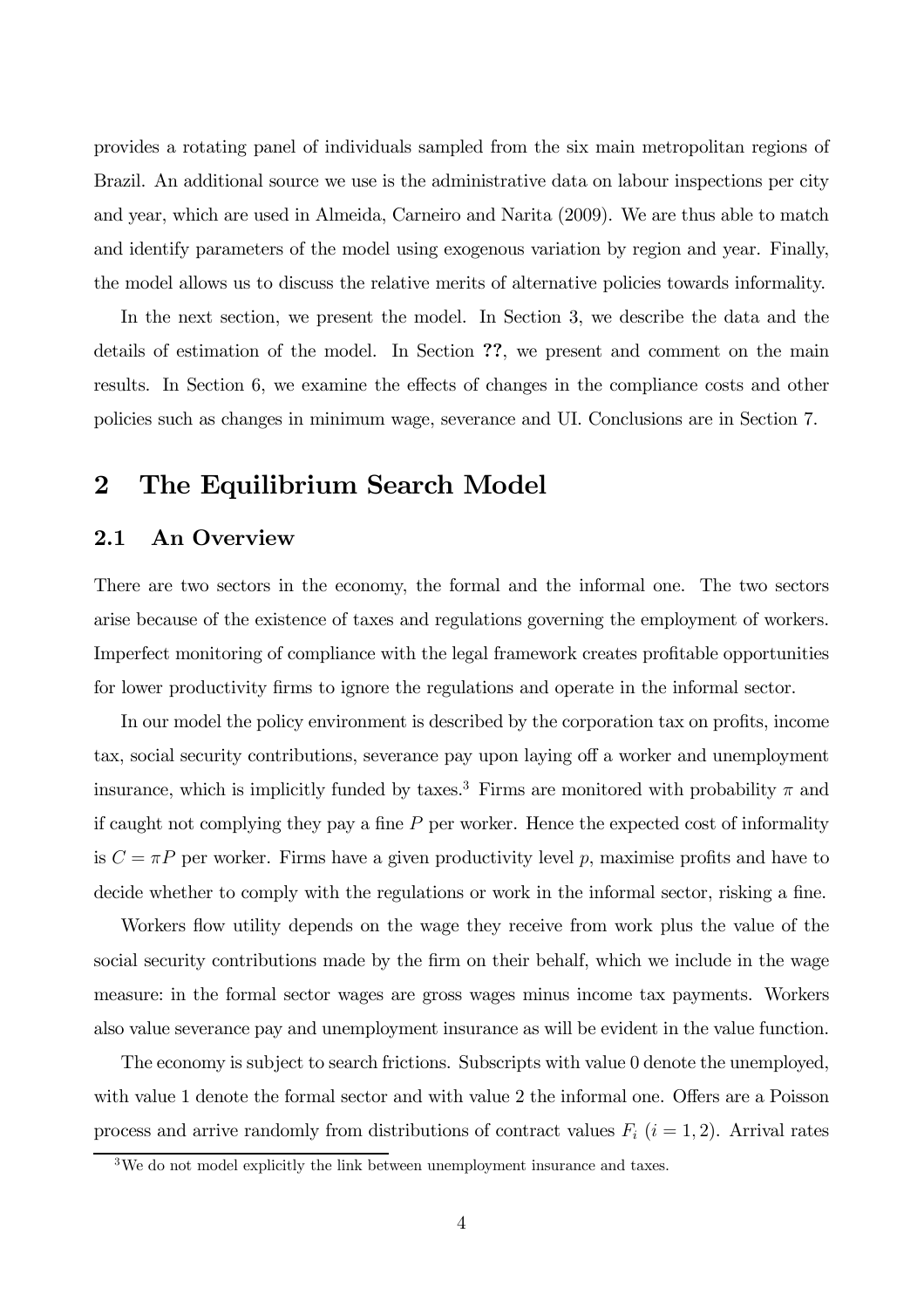provides a rotating panel of individuals sampled from the six main metropolitan regions of Brazil. An additional source we use is the administrative data on labour inspections per city and year, which are used in Almeida, Carneiro and Narita (2009). We are thus able to match and identify parameters of the model using exogenous variation by region and year. Finally, the model allows us to discuss the relative merits of alternative policies towards informality.

In the next section, we present the model. In Section 3, we describe the data and the details of estimation of the model. In Section **??**, we present and comment on the main results. In Section 6, we examine the effects of changes in the compliance costs and other policies such as changes in minimum wage, severance and UI. Conclusions are in Section 7.

# 2 The Equilibrium Search Model

## 2.1 An Overview

There are two sectors in the economy, the formal and the informal one. The two sectors arise because of the existence of taxes and regulations governing the employment of workers. Imperfect monitoring of compliance with the legal framework creates profitable opportunities for lower productivity firms to ignore the regulations and operate in the informal sector.

In our model the policy environment is described by the corporation tax on profits, income tax, social security contributions, severance pay upon laying off a worker and unemployment insurance, which is implicitly funded by taxes.[3] Firms are monitored with probability $\pi$ and if caught not complying they pay a fine $P$ per worker. Hence the expected cost of informality is $C = \pi P$ per worker. Firms have a given productivity level $p$, maximise profits and have to decide whether to comply with the regulations or work in the informal sector, risking a fine.

Workers flow utility depends on the wage they receive from work plus the value of the social security contributions made by the firm on their behalf, which we include in the wage measure: in the formal sector wages are gross wages minus income tax payments. Workers also value severance pay and unemployment insurance as will be evident in the value function.

The economy is subject to search frictions. Subscripts with value 0 denote the unemployed, with value 1 denote the formal sector and with value 2 the informal one. Offers are a Poisson process and arrive randomly from distributions of contract values $F_i$ $(i = 1, 2)$. Arrival rates

[3] We do not model explicitly the link between unemployment insurance and taxes.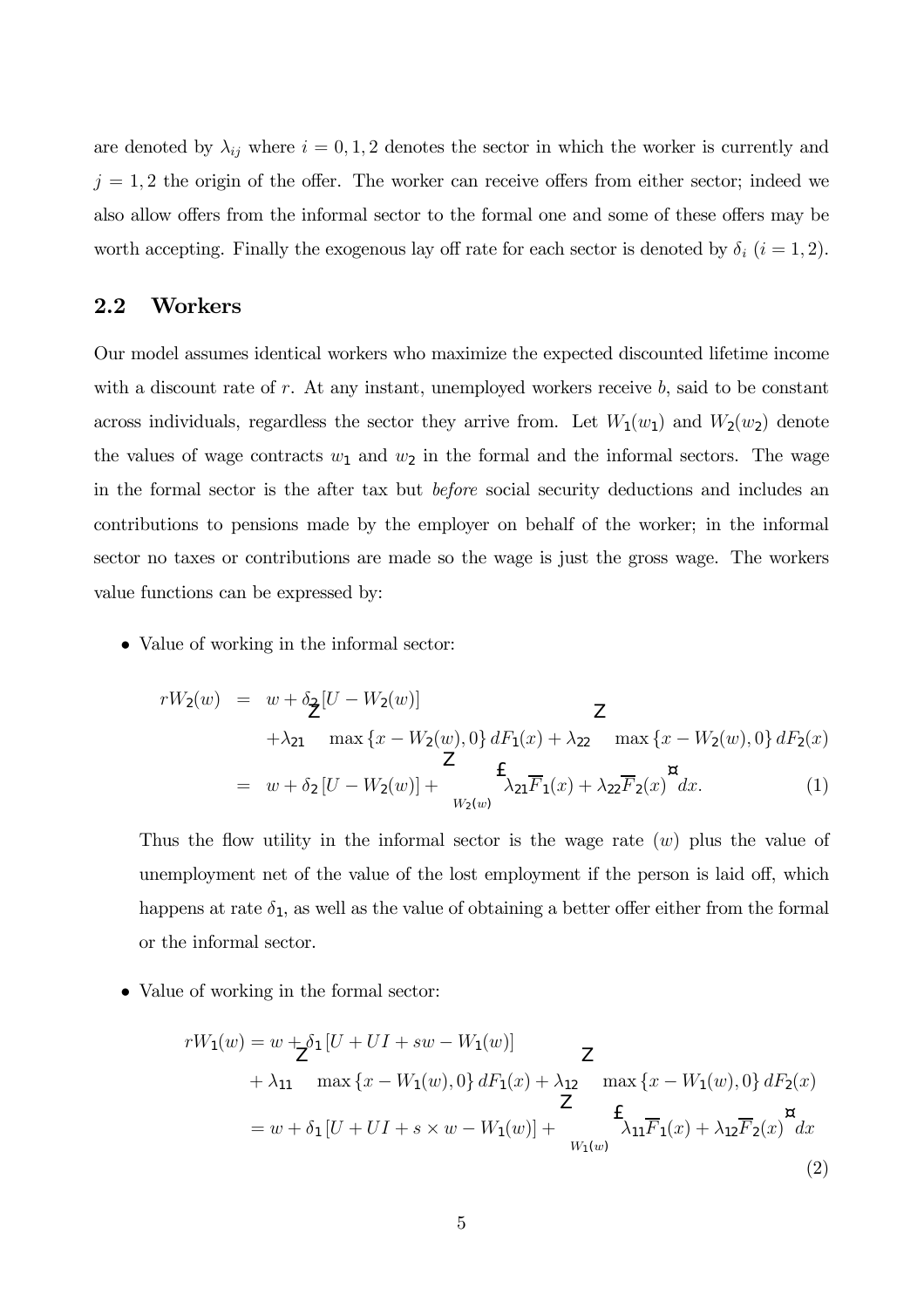are denoted by $\lambda_{ij}$ where $i = 0, 1, 2$ denotes the sector in which the worker is currently and $j = 1, 2$ the origin of the offer. The worker can receive offers from either sector; indeed we also allow offers from the informal sector to the formal one and some of these offers may be worth accepting. Finally the exogenous lay off rate for each sector is denoted by $\delta_i$ $(i = 1, 2)$.

## 2.2 Workers

Our model assumes identical workers who maximize the expected discounted lifetime income with a discount rate of $r$. At any instant, unemployed workers receive $b$, said to be constant across individuals, regardless the sector they arrive from. Let $W_1(w_1)$ and $W_2(w_2)$ denote the values of wage contracts $w_1$ and $w_2$ in the formal and the informal sectors. The wage in the formal sector is the after tax but *before* social security deductions and includes an contributions to pensions made by the employer on behalf of the worker; in the informal sector no taxes or contributions are made so the wage is just the gross wage. The workers value functions can be expressed by:

- Value of working in the informal sector:

$$
\begin{aligned}
rW_2(w) &= w + \delta_2 [U - W_2(w)] \\
&\quad + \lambda_{21} \int \max\{x - W_2(w), 0\} \, dF_1(x) + \lambda_{22} \int \max\{x - W_2(w), 0\} \, dF_2(x) \\
&= w + \delta_2 [U - W_2(w)] + \int_{W_2(w)} \left[ \lambda_{21} \overline{F}_1(x) + \lambda_{22} \overline{F}_2(x) \right] dx. \qquad (1)
\end{aligned}
$$

  Thus the flow utility in the informal sector is the wage rate $(w)$ plus the value of unemployment net of the value of the lost employment if the person is laid off, which happens at rate $\delta_1$, as well as the value of obtaining a better offer either from the formal or the informal sector.

- Value of working in the formal sector:

$$
\begin{aligned}
rW_1(w) &= w + \delta_1 [U + UI + sw - W_1(w)] \\
&\quad + \lambda_{11} \int \max\{x - W_1(w), 0\} \, dF_1(x) + \lambda_{12} \int \max\{x - W_1(w), 0\} \, dF_2(x) \\
&= w + \delta_1 [U + UI + s \times w - W_1(w)] + \int_{W_1(w)} \left[ \lambda_{11} \overline{F}_1(x) + \lambda_{12} \overline{F}_2(x) \right] dx \qquad (2)
\end{aligned}
$$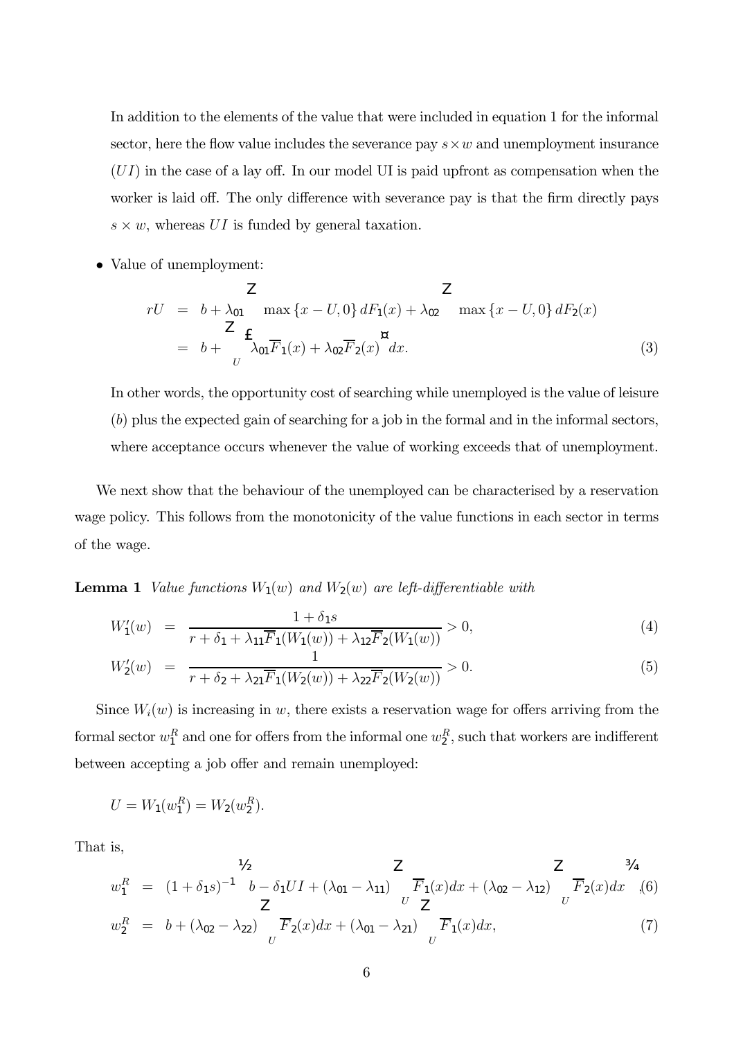In addition to the elements of the value that were included in equation 1 for the informal sector, here the flow value includes the severance pay $s \times w$ and unemployment insurance $(UI)$ in the case of a lay off. In our model UI is paid upfront as compensation when the worker is laid off. The only difference with severance pay is that the firm directly pays $s \times w$, whereas $UI$ is funded by general taxation.

- Value of unemployment:

$$
\begin{aligned}
rU &= b + \lambda_{01} \int \max\{x - U, 0\}\, dF_1(x) + \lambda_{02} \int \max\{x - U, 0\}\, dF_2(x) \\
&= b + \int_U \left[ \lambda_{01} \overline{F}_1(x) + \lambda_{02} \overline{F}_2(x) \right] dx.
\end{aligned} \tag{3}
$$

In other words, the opportunity cost of searching while unemployed is the value of leisure $(b)$ plus the expected gain of searching for a job in the formal and in the informal sectors, where acceptance occurs whenever the value of working exceeds that of unemployment.

We next show that the behaviour of the unemployed can be characterised by a reservation wage policy. This follows from the monotonicity of the value functions in each sector in terms of the wage.

**Lemma 1** *Value functions $W_1(w)$ and $W_2(w)$ are left-differentiable with*

$$
W_1'(w) = \frac{1 + \delta_1 s}{r + \delta_1 + \lambda_{11} \overline{F}_1(W_1(w)) + \lambda_{12} \overline{F}_2(W_1(w))} > 0, \tag{4}
$$

$$
W_2'(w) = \frac{1}{r + \delta_2 + \lambda_{21} \overline{F}_1(W_2(w)) + \lambda_{22} \overline{F}_2(W_2(w))} > 0. \tag{5}
$$

Since $W_i(w)$ is increasing in $w$, there exists a reservation wage for offers arriving from the formal sector $w_1^R$ and one for offers from the informal one $w_2^R$, such that workers are indifferent between accepting a job offer and remain unemployed:

$$
U = W_1(w_1^R) = W_2(w_2^R).
$$

That is,

$$
w_1^R = (1 + \delta_1 s)^{-1} \left\{ b - \delta_1 UI + (\lambda_{01} - \lambda_{11}) \int_U \overline{F}_1(x)dx + (\lambda_{02} - \lambda_{12}) \int_U \overline{F}_2(x)dx \right\}, \tag{6}
$$

$$
w_2^R = b + (\lambda_{02} - \lambda_{22}) \int_U \overline{F}_2(x)dx + (\lambda_{01} - \lambda_{21}) \int_U \overline{F}_1(x)dx, \tag{7}
$$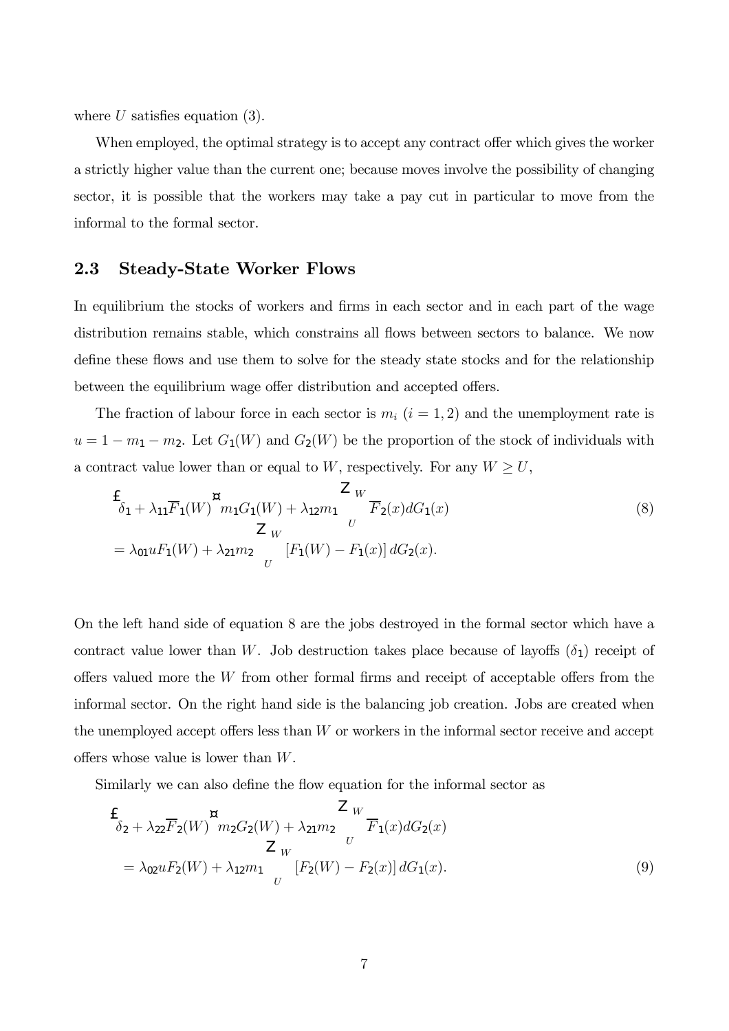where $U$ satisfies equation (3).

When employed, the optimal strategy is to accept any contract offer which gives the worker a strictly higher value than the current one; because moves involve the possibility of changing sector, it is possible that the workers may take a pay cut in particular to move from the informal to the formal sector.

## 2.3 Steady-State Worker Flows

In equilibrium the stocks of workers and firms in each sector and in each part of the wage distribution remains stable, which constrains all flows between sectors to balance. We now define these flows and use them to solve for the steady state stocks and for the relationship between the equilibrium wage offer distribution and accepted offers.

The fraction of labour force in each sector is $m_i$ $(i = 1, 2)$ and the unemployment rate is $u = 1 - m_1 - m_2$. Let $G_1(W)$ and $G_2(W)$ be the proportion of the stock of individuals with a contract value lower than or equal to $W$, respectively. For any $W \geq U$,

$$
\begin{aligned}
&\left[\delta_1 + \lambda_{11}\overline{F}_1(W)\right] m_1 G_1(W) + \lambda_{12} m_1 \int_U^W \overline{F}_2(x) dG_1(x) \\
&= \lambda_{01} u F_1(W) + \lambda_{21} m_2 \int_U^W \left[F_1(W) - F_1(x)\right] dG_2(x).
\end{aligned}
\tag{8}
$$

On the left hand side of equation 8 are the jobs destroyed in the formal sector which have a contract value lower than $W$. Job destruction takes place because of layoffs ($\delta_1$) receipt of offers valued more the $W$ from other formal firms and receipt of acceptable offers from the informal sector. On the right hand side is the balancing job creation. Jobs are created when the unemployed accept offers less than $W$ or workers in the informal sector receive and accept offers whose value is lower than $W$.

Similarly we can also define the flow equation for the informal sector as

$$
\begin{aligned}
&\left[\delta_2 + \lambda_{22}\overline{F}_2(W)\right] m_2 G_2(W) + \lambda_{21} m_2 \int_U^W \overline{F}_1(x) dG_2(x) \\
&= \lambda_{02} u F_2(W) + \lambda_{12} m_1 \int_U^W \left[F_2(W) - F_2(x)\right] dG_1(x).
\end{aligned}
\tag{9}
$$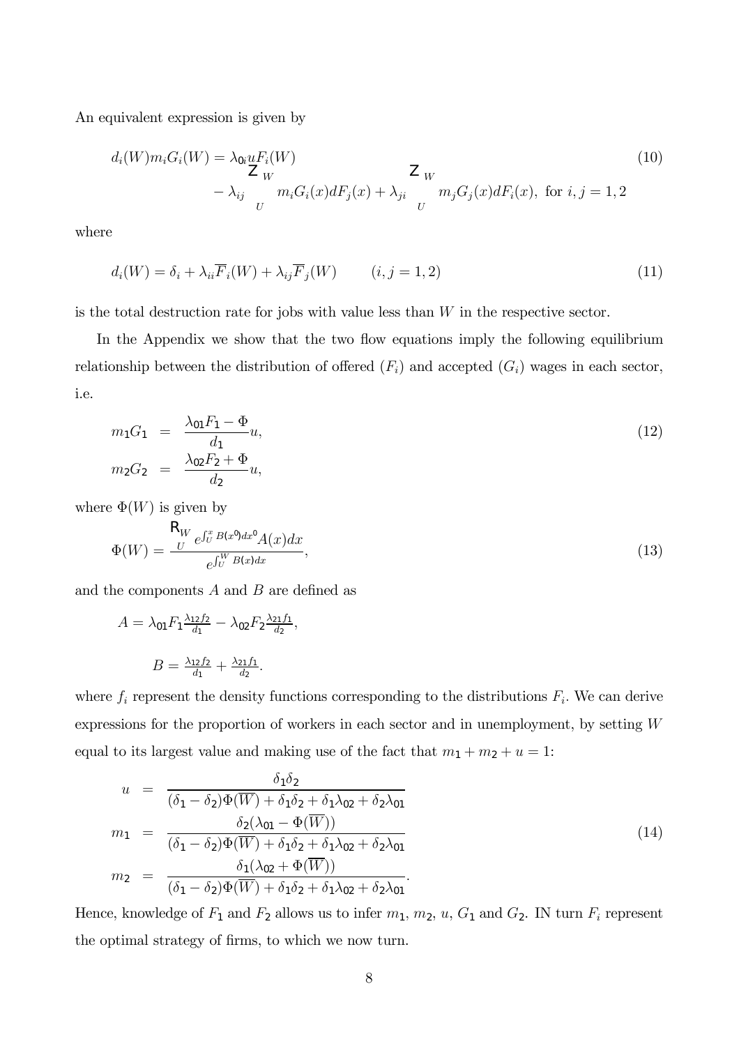An equivalent expression is given by

$$d_i(W)m_iG_i(W) = \lambda_{0i}uF_i(W) - \lambda_{ij}\int_U^W m_iG_i(x)dF_j(x) + \lambda_{ji}\int_U^W m_jG_j(x)dF_i(x), \text{ for } i,j=1,2 \tag{10}$$

where

$$d_i(W) = \delta_i + \lambda_{ii}\overline{F}_i(W) + \lambda_{ij}\overline{F}_j(W) \qquad (i,j=1,2) \tag{11}$$

is the total destruction rate for jobs with value less than $W$ in the respective sector.

In the Appendix we show that the two flow equations imply the following equilibrium relationship between the distribution of offered ($F_i$) and accepted ($G_i$) wages in each sector, i.e.

$$\begin{aligned} m_1G_1 &= \frac{\lambda_{01}F_1 - \Phi}{d_1}u, \\ m_2G_2 &= \frac{\lambda_{02}F_2 + \Phi}{d_2}u, \end{aligned} \tag{12}$$

where $\Phi(W)$ is given by

$$\Phi(W) = \frac{\int_U^W e^{\int_U^x B(x')dx'}A(x)dx}{e^{\int_U^W B(x)dx}}, \tag{13}$$

and the components $A$ and $B$ are defined as

$$A = \lambda_{01}F_1\tfrac{\lambda_{12}f_2}{d_1} - \lambda_{02}F_2\tfrac{\lambda_{21}f_1}{d_2},$$

$$B = \tfrac{\lambda_{12}f_2}{d_1} + \tfrac{\lambda_{21}f_1}{d_2}.$$

where $f_i$ represent the density functions corresponding to the distributions $F_i$. We can derive expressions for the proportion of workers in each sector and in unemployment, by setting $W$ equal to its largest value and making use of the fact that $m_1 + m_2 + u = 1$:

$$\begin{aligned} u &= \frac{\delta_1\delta_2}{(\delta_1-\delta_2)\Phi(\overline{W}) + \delta_1\delta_2 + \delta_1\lambda_{02} + \delta_2\lambda_{01}} \\ m_1 &= \frac{\delta_2(\lambda_{01} - \Phi(\overline{W}))}{(\delta_1-\delta_2)\Phi(\overline{W}) + \delta_1\delta_2 + \delta_1\lambda_{02} + \delta_2\lambda_{01}} \\ m_2 &= \frac{\delta_1(\lambda_{02} + \Phi(\overline{W}))}{(\delta_1-\delta_2)\Phi(\overline{W}) + \delta_1\delta_2 + \delta_1\lambda_{02} + \delta_2\lambda_{01}}. \end{aligned} \tag{14}$$

Hence, knowledge of $F_1$ and $F_2$ allows us to infer $m_1$, $m_2$, $u$, $G_1$ and $G_2$. IN turn $F_i$ represent the optimal strategy of firms, to which we now turn.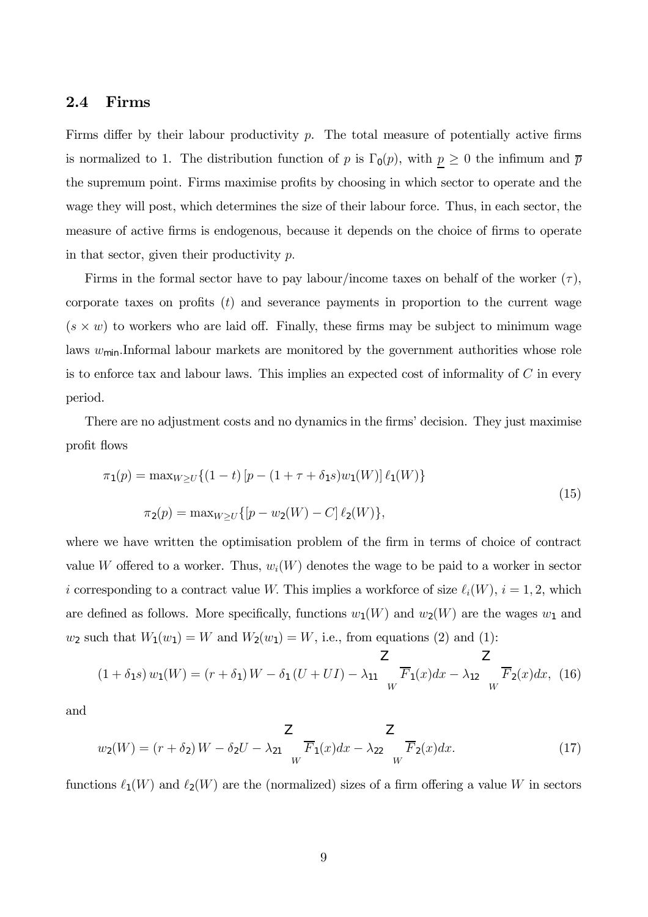### 2.4 Firms

Firms differ by their labour productivity $p$. The total measure of potentially active firms is normalized to 1. The distribution function of $p$ is $\Gamma_0(p)$, with $\underline{p} \geq 0$ the infimum and $\overline{p}$ the supremum point. Firms maximise profits by choosing in which sector to operate and the wage they will post, which determines the size of their labour force. Thus, in each sector, the measure of active firms is endogenous, because it depends on the choice of firms to operate in that sector, given their productivity $p$.

Firms in the formal sector have to pay labour/income taxes on behalf of the worker ($\tau$), corporate taxes on profits ($t$) and severance payments in proportion to the current wage ($s \times w$) to workers who are laid off. Finally, these firms may be subject to minimum wage laws $w_{\min}$.Informal labour markets are monitored by the government authorities whose role is to enforce tax and labour laws. This implies an expected cost of informality of $C$ in every period.

There are no adjustment costs and no dynamics in the firms' decision. They just maximise profit flows

$$
\begin{aligned}
\pi_1(p) &= \max_{W \geq U} \{(1-t)\left[p - (1+\tau+\delta_1 s) w_1(W)\right] \ell_1(W)\} \\
\pi_2(p) &= \max_{W \geq U} \{[p - w_2(W) - C]\, \ell_2(W)\},
\end{aligned}
\tag{15}
$$

where we have written the optimisation problem of the firm in terms of choice of contract value $W$ offered to a worker. Thus, $w_i(W)$ denotes the wage to be paid to a worker in sector $i$ corresponding to a contract value $W$. This implies a workforce of size $\ell_i(W)$, $i = 1, 2$, which are defined as follows. More specifically, functions $w_1(W)$ and $w_2(W)$ are the wages $w_1$ and $w_2$ such that $W_1(w_1) = W$ and $W_2(w_1) = W$, i.e., from equations (2) and (1):

$$
(1+\delta_1 s)\, w_1(W) = (r+\delta_1)\, W - \delta_1 (U + UI) - \lambda_{11} \int_W \overline{F}_1(x) dx - \lambda_{12} \int_W \overline{F}_2(x) dx, \tag{16}
$$

and

$$
w_2(W) = (r+\delta_2)\, W - \delta_2 U - \lambda_{21} \int_W \overline{F}_1(x) dx - \lambda_{22} \int_W \overline{F}_2(x) dx. \tag{17}
$$

functions $\ell_1(W)$ and $\ell_2(W)$ are the (normalized) sizes of a firm offering a value $W$ in sectors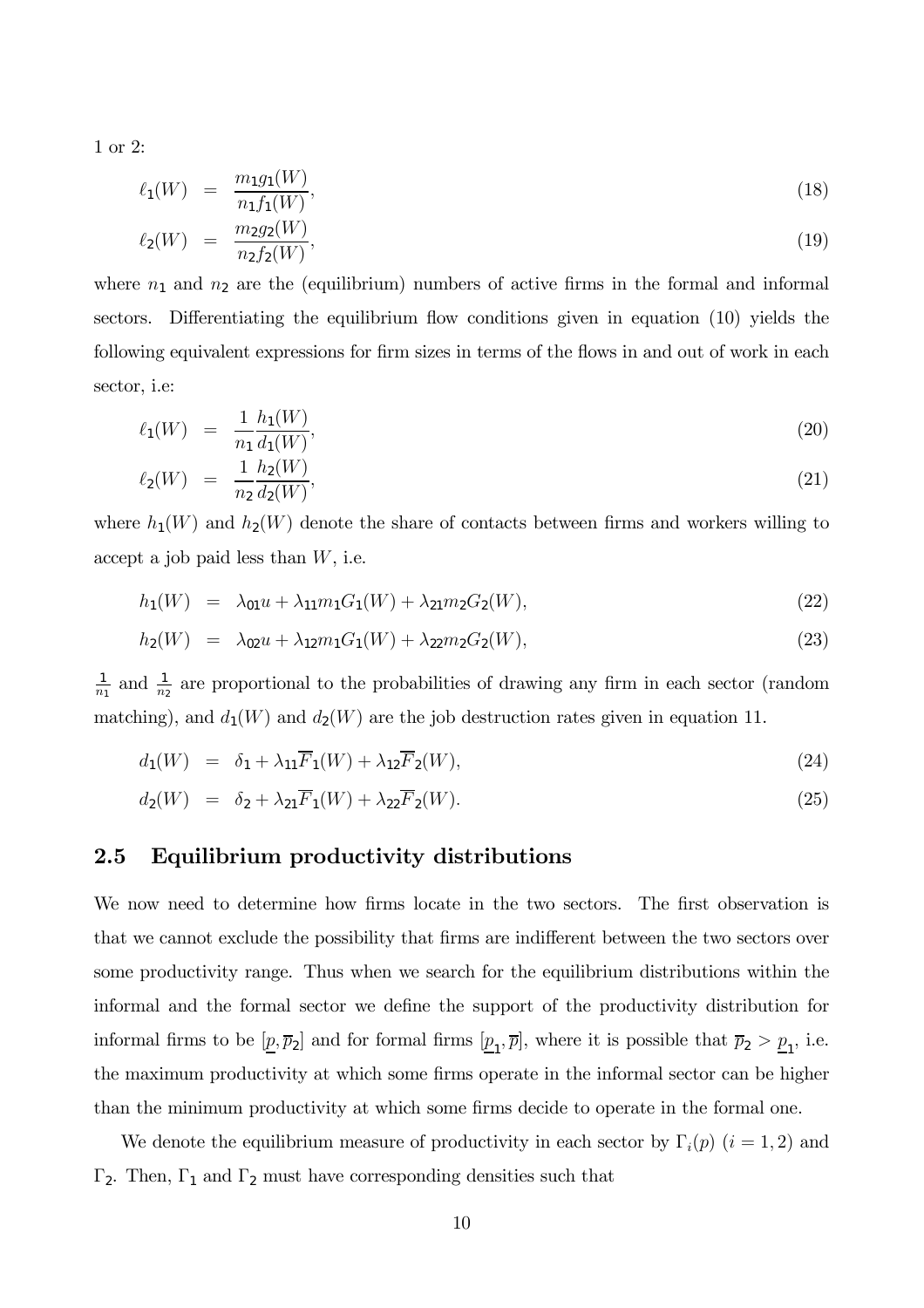1 or 2:

$$\ell_1(W) = \frac{m_1 g_1(W)}{n_1 f_1(W)}, \tag{18}$$

$$\ell_2(W) = \frac{m_2 g_2(W)}{n_2 f_2(W)}, \tag{19}$$

where $n_1$ and $n_2$ are the (equilibrium) numbers of active firms in the formal and informal sectors. Differentiating the equilibrium flow conditions given in equation (10) yields the following equivalent expressions for firm sizes in terms of the flows in and out of work in each sector, i.e:

$$\ell_1(W) = \frac{1}{n_1}\frac{h_1(W)}{d_1(W)}, \tag{20}$$

$$\ell_2(W) = \frac{1}{n_2}\frac{h_2(W)}{d_2(W)}, \tag{21}$$

where $h_1(W)$ and $h_2(W)$ denote the share of contacts between firms and workers willing to accept a job paid less than $W$, i.e.

$$h_1(W) = \lambda_{01} u + \lambda_{11} m_1 G_1(W) + \lambda_{21} m_2 G_2(W), \tag{22}$$

$$h_2(W) = \lambda_{02} u + \lambda_{12} m_1 G_1(W) + \lambda_{22} m_2 G_2(W), \tag{23}$$

$\frac{1}{n_1}$ and $\frac{1}{n_2}$ are proportional to the probabilities of drawing any firm in each sector (random matching), and $d_1(W)$ and $d_2(W)$ are the job destruction rates given in equation 11.

$$d_1(W) = \delta_1 + \lambda_{11}\overline{F}_1(W) + \lambda_{12}\overline{F}_2(W), \tag{24}$$

$$d_2(W) = \delta_2 + \lambda_{21}\overline{F}_1(W) + \lambda_{22}\overline{F}_2(W). \tag{25}$$

## 2.5 Equilibrium productivity distributions

We now need to determine how firms locate in the two sectors. The first observation is that we cannot exclude the possibility that firms are indifferent between the two sectors over some productivity range. Thus when we search for the equilibrium distributions within the informal and the formal sector we define the support of the productivity distribution for informal firms to be $[\underline{p}, \overline{p}_2]$ and for formal firms $[\underline{p}_1, \overline{p}]$, where it is possible that $\overline{p}_2 > \underline{p}_1$, i.e. the maximum productivity at which some firms operate in the informal sector can be higher than the minimum productivity at which some firms decide to operate in the formal one.

We denote the equilibrium measure of productivity in each sector by $\Gamma_i(p)$ $(i = 1, 2)$ and $\Gamma_2$. Then, $\Gamma_1$ and $\Gamma_2$ must have corresponding densities such that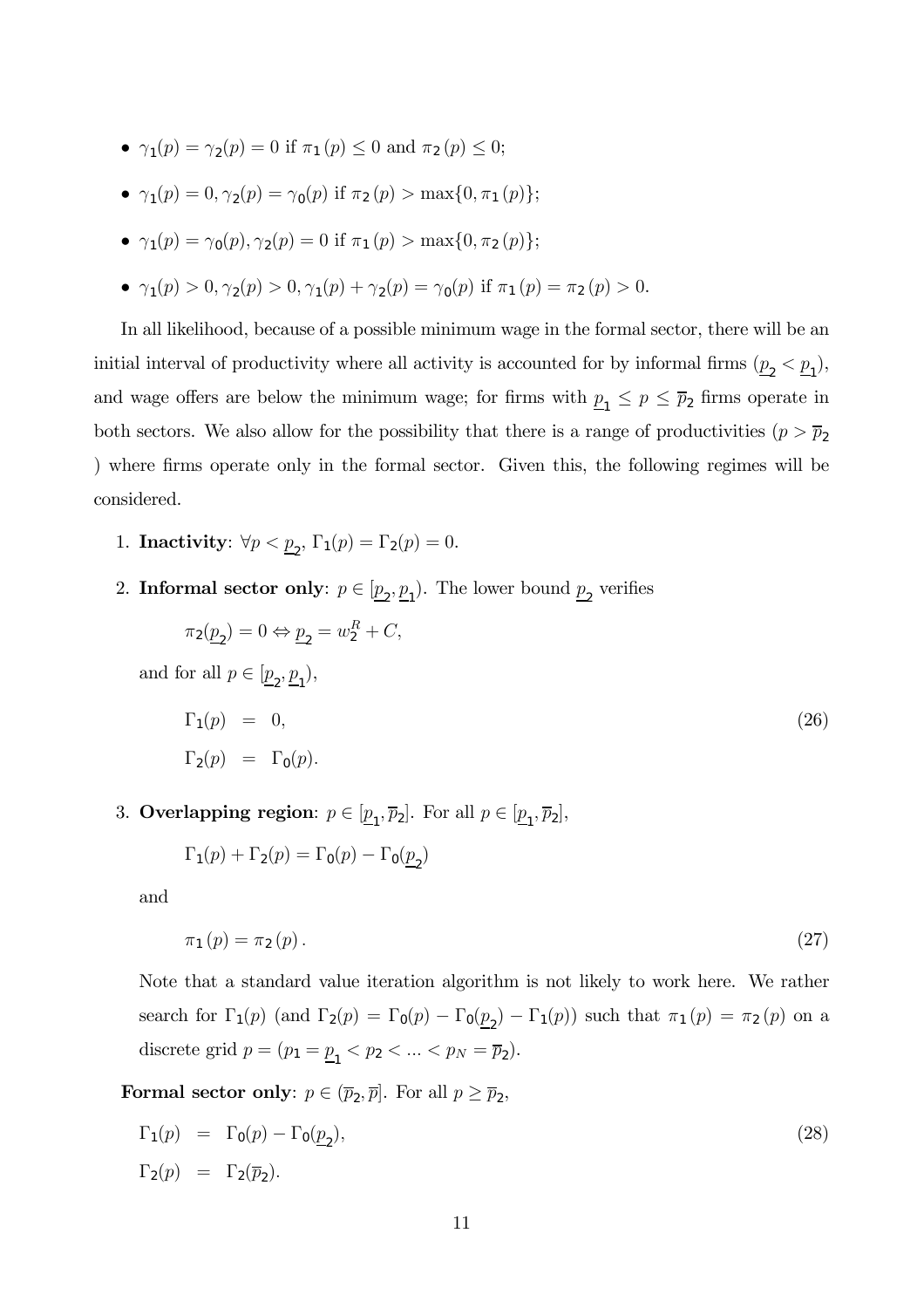- $\gamma_1(p) = \gamma_2(p) = 0$ if $\pi_1(p) \leq 0$ and $\pi_2(p) \leq 0$;
- $\gamma_1(p) = 0, \gamma_2(p) = \gamma_0(p)$ if $\pi_2(p) > \max\{0, \pi_1(p)\}$;
- $\gamma_1(p) = \gamma_0(p), \gamma_2(p) = 0$ if $\pi_1(p) > \max\{0, \pi_2(p)\}$;
- $\gamma_1(p) > 0, \gamma_2(p) > 0, \gamma_1(p) + \gamma_2(p) = \gamma_0(p)$ if $\pi_1(p) = \pi_2(p) > 0$.

In all likelihood, because of a possible minimum wage in the formal sector, there will be an initial interval of productivity where all activity is accounted for by informal firms ($\underline{p}_2 < \underline{p}_1$), and wage offers are below the minimum wage; for firms with $\underline{p}_1 \leq p \leq \overline{p}_2$ firms operate in both sectors. We also allow for the possibility that there is a range of productivities ($p > \overline{p}_2$ ) where firms operate only in the formal sector. Given this, the following regimes will be considered.

1. **Inactivity**: $\forall p < \underline{p}_2$, $\Gamma_1(p) = \Gamma_2(p) = 0$.

2. **Informal sector only**: $p \in [\underline{p}_2, \underline{p}_1)$. The lower bound $\underline{p}_2$ verifies

   $$\pi_2(\underline{p}_2) = 0 \Leftrightarrow \underline{p}_2 = w_2^R + C,$$

   and for all $p \in [\underline{p}_2, \underline{p}_1)$,

   $$\begin{aligned} \Gamma_1(p) &= 0, \\ \Gamma_2(p) &= \Gamma_0(p). \end{aligned} \tag{26}$$

3. **Overlapping region**: $p \in [\underline{p}_1, \overline{p}_2]$. For all $p \in [\underline{p}_1, \overline{p}_2]$,

   $$\Gamma_1(p) + \Gamma_2(p) = \Gamma_0(p) - \Gamma_0(\underline{p}_2)$$

   and

   $$\pi_1(p) = \pi_2(p). \tag{27}$$

   Note that a standard value iteration algorithm is not likely to work here. We rather search for $\Gamma_1(p)$ (and $\Gamma_2(p) = \Gamma_0(p) - \Gamma_0(\underline{p}_2) - \Gamma_1(p)$) such that $\pi_1(p) = \pi_2(p)$ on a discrete grid $p = (p_1 = \underline{p}_1 < p_2 < ... < p_N = \overline{p}_2)$.

**Formal sector only**: $p \in (\overline{p}_2, \overline{p}]$. For all $p \geq \overline{p}_2$,

$$\begin{aligned} \Gamma_1(p) &= \Gamma_0(p) - \Gamma_0(\underline{p}_2), \\ \Gamma_2(p) &= \Gamma_2(\overline{p}_2). \end{aligned} \tag{28}$$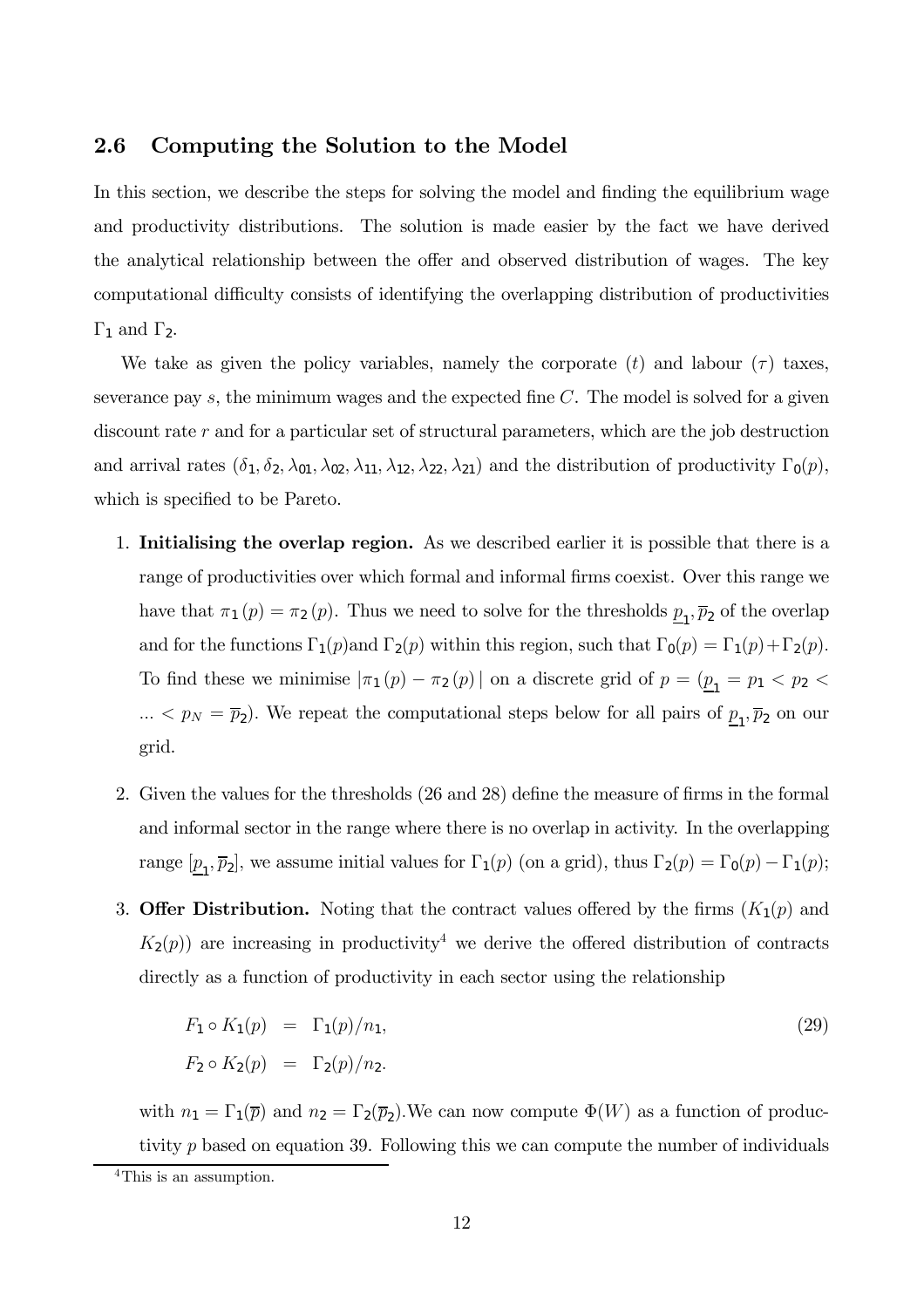## 2.6 Computing the Solution to the Model

In this section, we describe the steps for solving the model and finding the equilibrium wage and productivity distributions. The solution is made easier by the fact we have derived the analytical relationship between the offer and observed distribution of wages. The key computational difficulty consists of identifying the overlapping distribution of productivities $\Gamma_1$ and $\Gamma_2$.

We take as given the policy variables, namely the corporate $(t)$ and labour $(\tau)$ taxes, severance pay $s$, the minimum wages and the expected fine $C$. The model is solved for a given discount rate $r$ and for a particular set of structural parameters, which are the job destruction and arrival rates $(\delta_1, \delta_2, \lambda_{01}, \lambda_{02}, \lambda_{11}, \lambda_{12}, \lambda_{22}, \lambda_{21})$ and the distribution of productivity $\Gamma_0(p)$, which is specified to be Pareto.

1. **Initialising the overlap region.** As we described earlier it is possible that there is a range of productivities over which formal and informal firms coexist. Over this range we have that $\pi_1(p) = \pi_2(p)$. Thus we need to solve for the thresholds $\underline{p}_1, \overline{p}_2$ of the overlap and for the functions $\Gamma_1(p)$and $\Gamma_2(p)$ within this region, such that $\Gamma_0(p) = \Gamma_1(p) + \Gamma_2(p)$. To find these we minimise $|\pi_1(p) - \pi_2(p)|$ on a discrete grid of $p = (\underline{p}_1 = p_1 < p_2 < \ldots < p_N = \overline{p}_2)$. We repeat the computational steps below for all pairs of $\underline{p}_1, \overline{p}_2$ on our grid.

2. Given the values for the thresholds (26 and 28) define the measure of firms in the formal and informal sector in the range where there is no overlap in activity. In the overlapping range $[\underline{p}_1, \overline{p}_2]$, we assume initial values for $\Gamma_1(p)$ (on a grid), thus $\Gamma_2(p) = \Gamma_0(p) - \Gamma_1(p)$;

3. **Offer Distribution.** Noting that the contract values offered by the firms ($K_1(p)$ and $K_2(p)$) are increasing in productivity[4] we derive the offered distribution of contracts directly as a function of productivity in each sector using the relationship

$$
\begin{aligned}
F_1 \circ K_1(p) &= \Gamma_1(p)/n_1, \\
F_2 \circ K_2(p) &= \Gamma_2(p)/n_2.
\end{aligned}
\tag{29}
$$

with $n_1 = \Gamma_1(\overline{p})$ and $n_2 = \Gamma_2(\overline{p}_2)$.We can now compute $\Phi(W)$ as a function of productivity $p$ based on equation 39. Following this we can compute the number of individuals

[4]This is an assumption.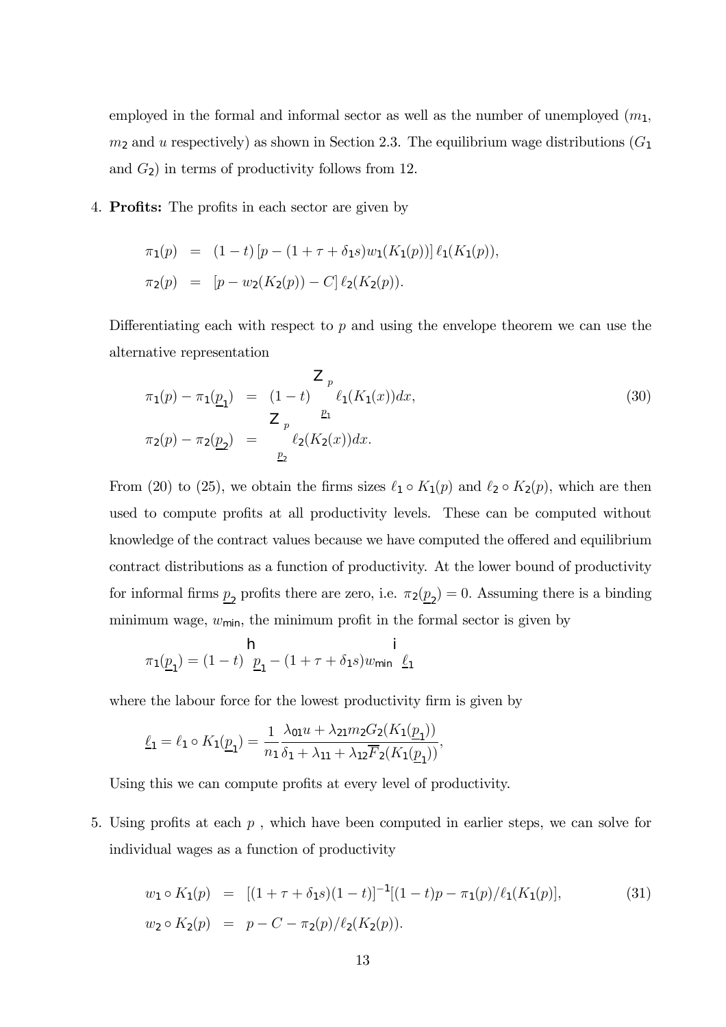employed in the formal and informal sector as well as the number of unemployed ($m_1$, $m_2$ and $u$ respectively) as shown in Section 2.3. The equilibrium wage distributions ($G_1$ and $G_2$) in terms of productivity follows from 12.

4. **Profits:** The profits in each sector are given by

$$
\begin{aligned}
\pi_1(p) &= (1-t)\left[p - (1+\tau+\delta_1 s) w_1(K_1(p))\right] \ell_1(K_1(p)), \\
\pi_2(p) &= \left[p - w_2(K_2(p)) - C\right] \ell_2(K_2(p)).
\end{aligned}
$$

   Differentiating each with respect to $p$ and using the envelope theorem we can use the alternative representation

$$
\begin{aligned}
\pi_1(p) - \pi_1(\underline{p}_1) &= (1-t)\int_{\underline{p}_1}^{p} \ell_1(K_1(x))dx, \\
\pi_2(p) - \pi_2(\underline{p}_2) &= \int_{\underline{p}_2}^{p} \ell_2(K_2(x))dx.
\end{aligned}
\tag{30}
$$

   From (20) to (25), we obtain the firms sizes $\ell_1 \circ K_1(p)$ and $\ell_2 \circ K_2(p)$, which are then used to compute profits at all productivity levels. These can be computed without knowledge of the contract values because we have computed the offered and equilibrium contract distributions as a function of productivity. At the lower bound of productivity for informal firms $\underline{p}_2$ profits there are zero, i.e. $\pi_2(\underline{p}_2) = 0$. Assuming there is a binding minimum wage, $w_{\min}$, the minimum profit in the formal sector is given by

$$
\pi_1(\underline{p}_1) = (1-t)\left[\underline{p}_1 - (1+\tau+\delta_1 s) w_{\min}\right] \underline{\ell}_1
$$

   where the labour force for the lowest productivity firm is given by

$$
\underline{\ell}_1 = \ell_1 \circ K_1(\underline{p}_1) = \frac{1}{n_1} \frac{\lambda_{01} u + \lambda_{21} m_2 G_2(K_1(\underline{p}_1))}{\delta_1 + \lambda_{11} + \lambda_{12} \overline{F}_2(K_1(\underline{p}_1))},
$$

   Using this we can compute profits at every level of productivity.

5. Using profits at each $p$ , which have been computed in earlier steps, we can solve for individual wages as a function of productivity

$$
\begin{aligned}
w_1 \circ K_1(p) &= \left[(1+\tau+\delta_1 s)(1-t)\right]^{-1}\left[(1-t)p - \pi_1(p)/\ell_1(K_1(p)\right], \\
w_2 \circ K_2(p) &= p - C - \pi_2(p)/\ell_2(K_2(p)).
\end{aligned}
\tag{31}
$$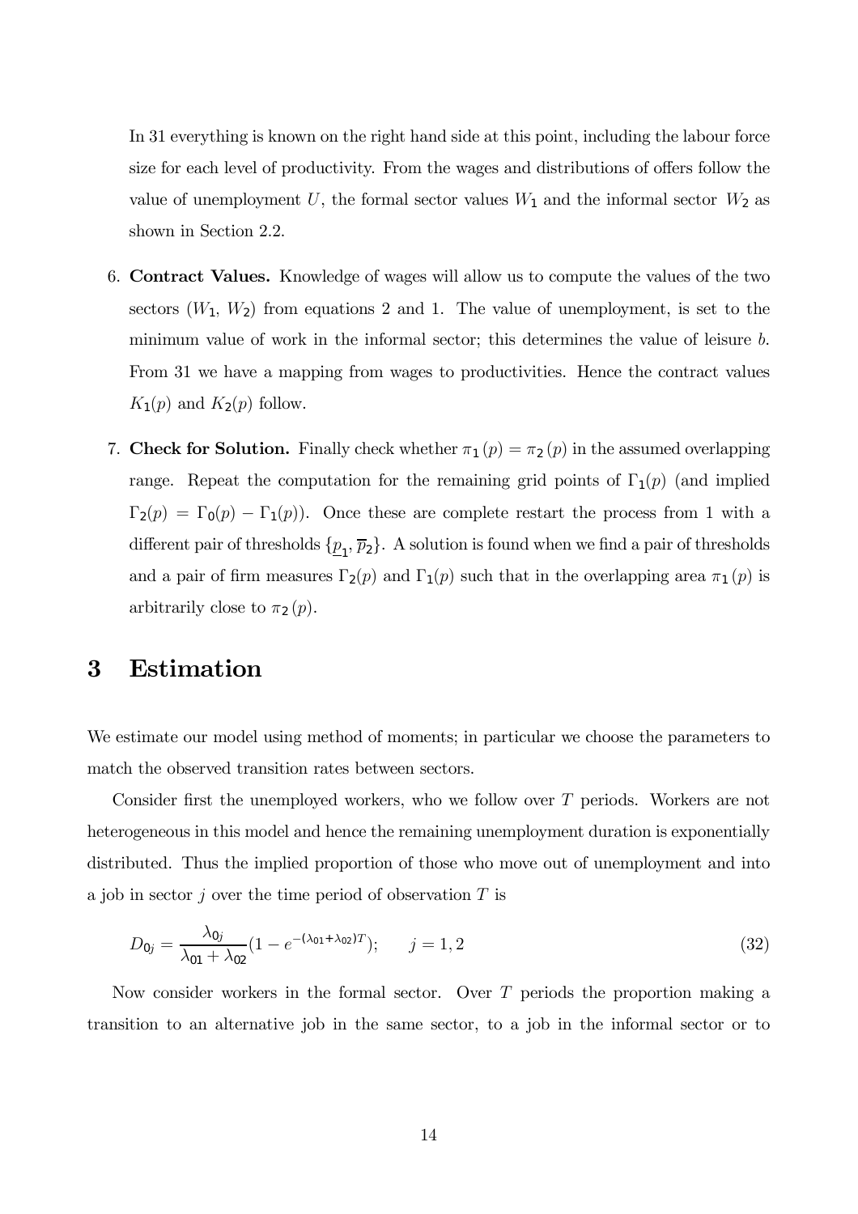In 31 everything is known on the right hand side at this point, including the labour force size for each level of productivity. From the wages and distributions of offers follow the value of unemployment $U$, the formal sector values $W_1$ and the informal sector $W_2$ as shown in Section 2.2.

6. **Contract Values.** Knowledge of wages will allow us to compute the values of the two sectors ($W_1$, $W_2$) from equations 2 and 1. The value of unemployment, is set to the minimum value of work in the informal sector; this determines the value of leisure $b$. From 31 we have a mapping from wages to productivities. Hence the contract values $K_1(p)$ and $K_2(p)$ follow.

7. **Check for Solution.** Finally check whether $\pi_1(p) = \pi_2(p)$ in the assumed overlapping range. Repeat the computation for the remaining grid points of $\Gamma_1(p)$ (and implied $\Gamma_2(p) = \Gamma_0(p) - \Gamma_1(p)$). Once these are complete restart the process from 1 with a different pair of thresholds $\{\underline{p}_1, \overline{p}_2\}$. A solution is found when we find a pair of thresholds and a pair of firm measures $\Gamma_2(p)$ and $\Gamma_1(p)$ such that in the overlapping area $\pi_1(p)$ is arbitrarily close to $\pi_2(p)$.

# 3 Estimation

We estimate our model using method of moments; in particular we choose the parameters to match the observed transition rates between sectors.

Consider first the unemployed workers, who we follow over $T$ periods. Workers are not heterogeneous in this model and hence the remaining unemployment duration is exponentially distributed. Thus the implied proportion of those who move out of unemployment and into a job in sector $j$ over the time period of observation $T$ is

$$D_{0j} = \frac{\lambda_{0j}}{\lambda_{01} + \lambda_{02}}(1 - e^{-(\lambda_{01}+\lambda_{02})T}); \qquad j = 1, 2 \tag{32}$$

Now consider workers in the formal sector. Over $T$ periods the proportion making a transition to an alternative job in the same sector, to a job in the informal sector or to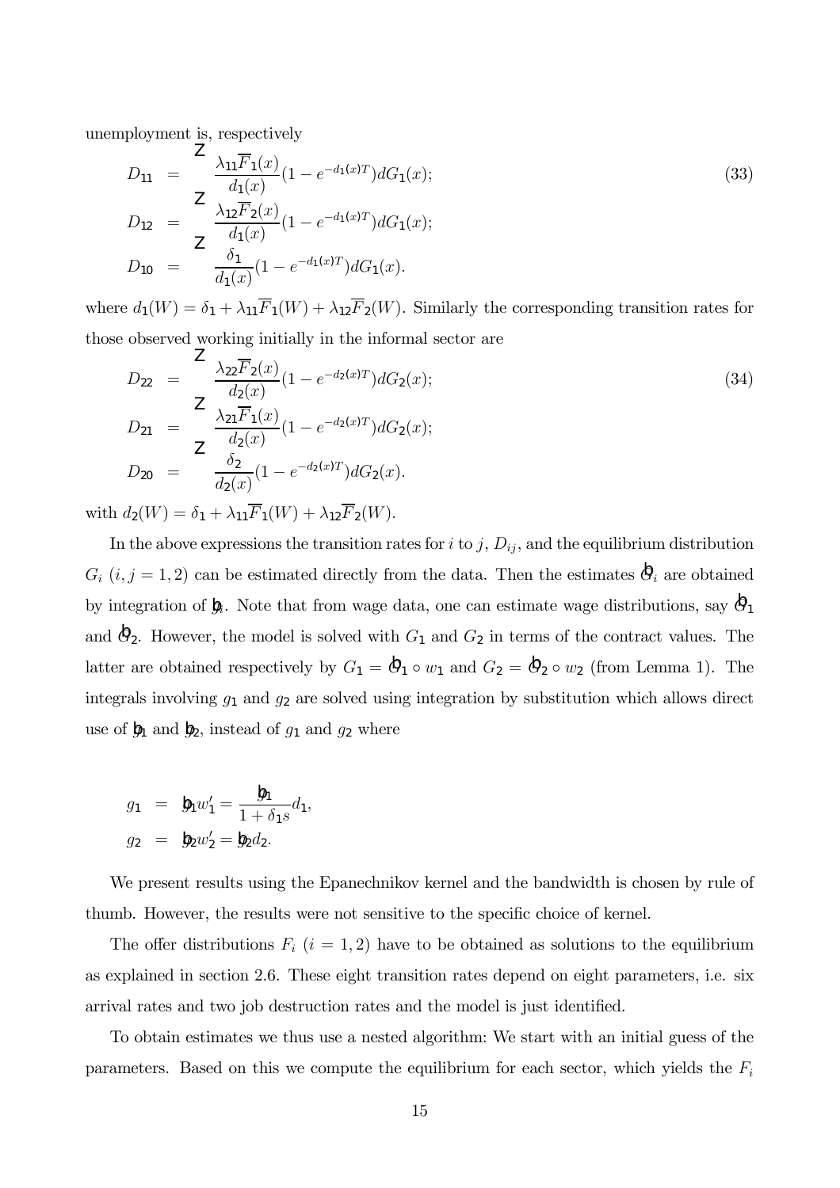unemployment is, respectively

$$
\begin{aligned}
D_{11} &= \int \frac{\lambda_{11}\overline{F}_1(x)}{d_1(x)}(1-e^{-d_1(x)T})dG_1(x); \\
D_{12} &= \int \frac{\lambda_{12}\overline{F}_2(x)}{d_1(x)}(1-e^{-d_1(x)T})dG_1(x); \\
D_{10} &= \int \frac{\delta_1}{d_1(x)}(1-e^{-d_1(x)T})dG_1(x).
\end{aligned}
\tag{33}
$$

where $d_1(W) = \delta_1 + \lambda_{11}\overline{F}_1(W) + \lambda_{12}\overline{F}_2(W)$. Similarly the corresponding transition rates for those observed working initially in the informal sector are

$$
\begin{aligned}
D_{22} &= \int \frac{\lambda_{22}\overline{F}_2(x)}{d_2(x)}(1-e^{-d_2(x)T})dG_2(x); \\
D_{21} &= \int \frac{\lambda_{21}\overline{F}_1(x)}{d_2(x)}(1-e^{-d_2(x)T})dG_2(x); \\
D_{20} &= \int \frac{\delta_2}{d_2(x)}(1-e^{-d_2(x)T})dG_2(x).
\end{aligned}
\tag{34}
$$

with $d_2(W) = \delta_1 + \lambda_{11}\overline{F}_1(W) + \lambda_{12}\overline{F}_2(W)$.

In the above expressions the transition rates for $i$ to $j$, $D_{ij}$, and the equilibrium distribution $G_i$ $(i, j = 1, 2)$ can be estimated directly from the data. Then the estimates $\widehat{G}_i$ are obtained by integration of $\widehat{g}_i$. Note that from wage data, one can estimate wage distributions, say $\widehat{G}_1$ and $\widehat{G}_2$. However, the model is solved with $G_1$ and $G_2$ in terms of the contract values. The latter are obtained respectively by $G_1 = \widehat{G}_1 \circ w_1$ and $G_2 = \widehat{G}_2 \circ w_2$ (from Lemma 1). The integrals involving $g_1$ and $g_2$ are solved using integration by substitution which allows direct use of $\widehat{g}_1$ and $\widehat{g}_2$, instead of $g_1$ and $g_2$ where

$$
\begin{aligned}
g_1 &= \widehat{g}_1 w_1' = \frac{\widehat{g}_1}{1+\delta_1 s} d_1, \\
g_2 &= \widehat{g}_2 w_2' = \widehat{g}_2 d_2.
\end{aligned}
$$

We present results using the Epanechnikov kernel and the bandwidth is chosen by rule of thumb. However, the results were not sensitive to the specific choice of kernel.

The offer distributions $F_i$ $(i = 1, 2)$ have to be obtained as solutions to the equilibrium as explained in section 2.6. These eight transition rates depend on eight parameters, i.e. six arrival rates and two job destruction rates and the model is just identified.

To obtain estimates we thus use a nested algorithm: We start with an initial guess of the parameters. Based on this we compute the equilibrium for each sector, which yields the $F_i$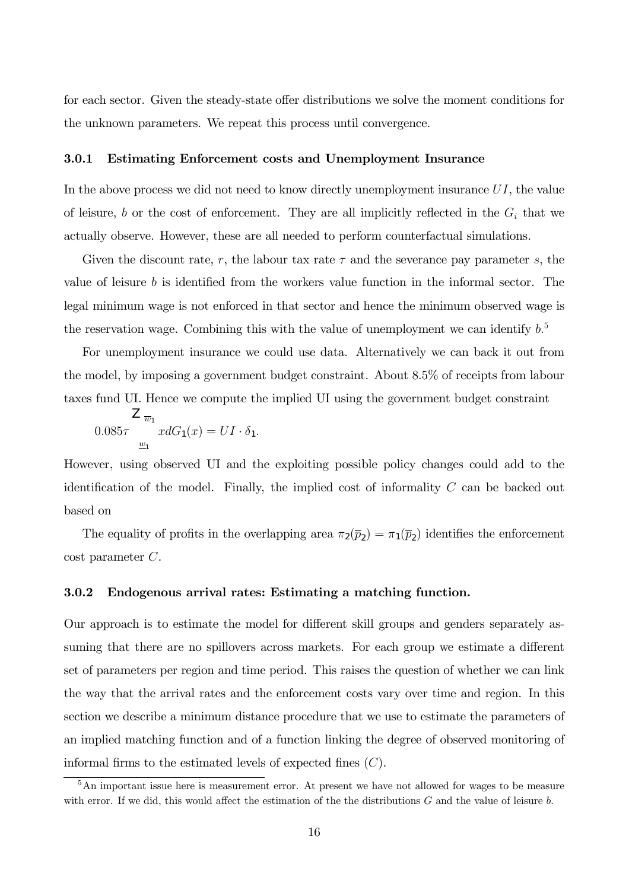for each sector. Given the steady-state offer distributions we solve the moment conditions for the unknown parameters. We repeat this process until convergence.

### 3.0.1 Estimating Enforcement costs and Unemployment Insurance

In the above process we did not need to know directly unemployment insurance $UI$, the value of leisure, $b$ or the cost of enforcement. They are all implicitly reflected in the $G_i$ that we actually observe. However, these are all needed to perform counterfactual simulations.

Given the discount rate, $r$, the labour tax rate $\tau$ and the severance pay parameter $s$, the value of leisure $b$ is identified from the workers value function in the informal sector. The legal minimum wage is not enforced in that sector and hence the minimum observed wage is the reservation wage. Combining this with the value of unemployment we can identify $b$.[5]

For unemployment insurance we could use data. Alternatively we can back it out from the model, by imposing a government budget constraint. About 8.5% of receipts from labour taxes fund UI. Hence we compute the implied UI using the government budget constraint

$$0.085\tau \int_{\underline{w}_1}^{\overline{w}_1} x dG_1(x) = UI \cdot \delta_1.$$

However, using observed UI and the exploiting possible policy changes could add to the identification of the model. Finally, the implied cost of informality $C$ can be backed out based on

The equality of profits in the overlapping area $\pi_2(\overline{p}_2) = \pi_1(\overline{p}_2)$ identifies the enforcement cost parameter $C$.

### 3.0.2 Endogenous arrival rates: Estimating a matching function.

Our approach is to estimate the model for different skill groups and genders separately assuming that there are no spillovers across markets. For each group we estimate a different set of parameters per region and time period. This raises the question of whether we can link the way that the arrival rates and the enforcement costs vary over time and region. In this section we describe a minimum distance procedure that we use to estimate the parameters of an implied matching function and of a function linking the degree of observed monitoring of informal firms to the estimated levels of expected fines ($C$).

[5] An important issue here is measurement error. At present we have not allowed for wages to be measure with error. If we did, this would affect the estimation of the the distributions $G$ and the value of leisure $b$.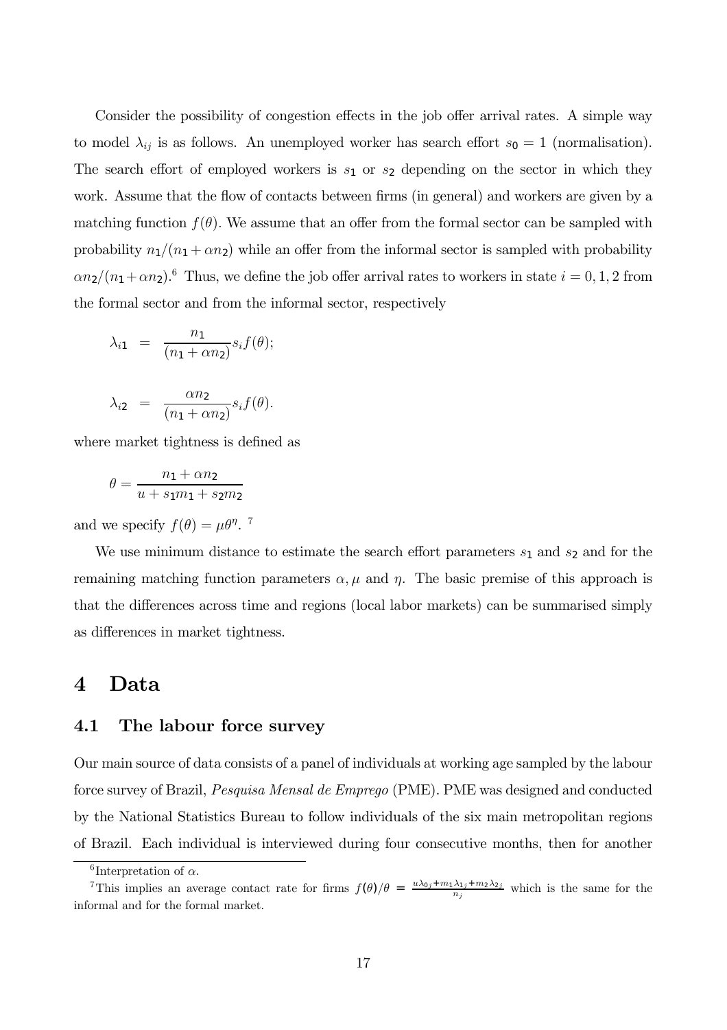Consider the possibility of congestion effects in the job offer arrival rates. A simple way to model $\lambda_{ij}$ is as follows. An unemployed worker has search effort $s_0 = 1$ (normalisation). The search effort of employed workers is $s_1$ or $s_2$ depending on the sector in which they work. Assume that the flow of contacts between firms (in general) and workers are given by a matching function $f(\theta)$. We assume that an offer from the formal sector can be sampled with probability $n_1/(n_1 + \alpha n_2)$ while an offer from the informal sector is sampled with probability $\alpha n_2/(n_1 + \alpha n_2)$.[6] Thus, we define the job offer arrival rates to workers in state $i = 0, 1, 2$ from the formal sector and from the informal sector, respectively

$$\lambda_{i1} = \frac{n_1}{(n_1 + \alpha n_2)} s_i f(\theta);$$

$$\lambda_{i2} = \frac{\alpha n_2}{(n_1 + \alpha n_2)} s_i f(\theta).$$

where market tightness is defined as

$$\theta = \frac{n_1 + \alpha n_2}{u + s_1 m_1 + s_2 m_2}$$

and we specify $f(\theta) = \mu \theta^{\eta}$.[7]

We use minimum distance to estimate the search effort parameters $s_1$ and $s_2$ and for the remaining matching function parameters $\alpha, \mu$ and $\eta$. The basic premise of this approach is that the differences across time and regions (local labor markets) can be summarised simply as differences in market tightness.

# 4 Data

## 4.1 The labour force survey

Our main source of data consists of a panel of individuals at working age sampled by the labour force survey of Brazil, *Pesquisa Mensal de Emprego* (PME). PME was designed and conducted by the National Statistics Bureau to follow individuals of the six main metropolitan regions of Brazil. Each individual is interviewed during four consecutive months, then for another

[6] Interpretation of $\alpha$.

[7] This implies an average contact rate for firms $f(\theta)/\theta = \frac{u\lambda_{0j} + m_1\lambda_{1j} + m_2\lambda_{2j}}{n_j}$ which is the same for the informal and for the formal market.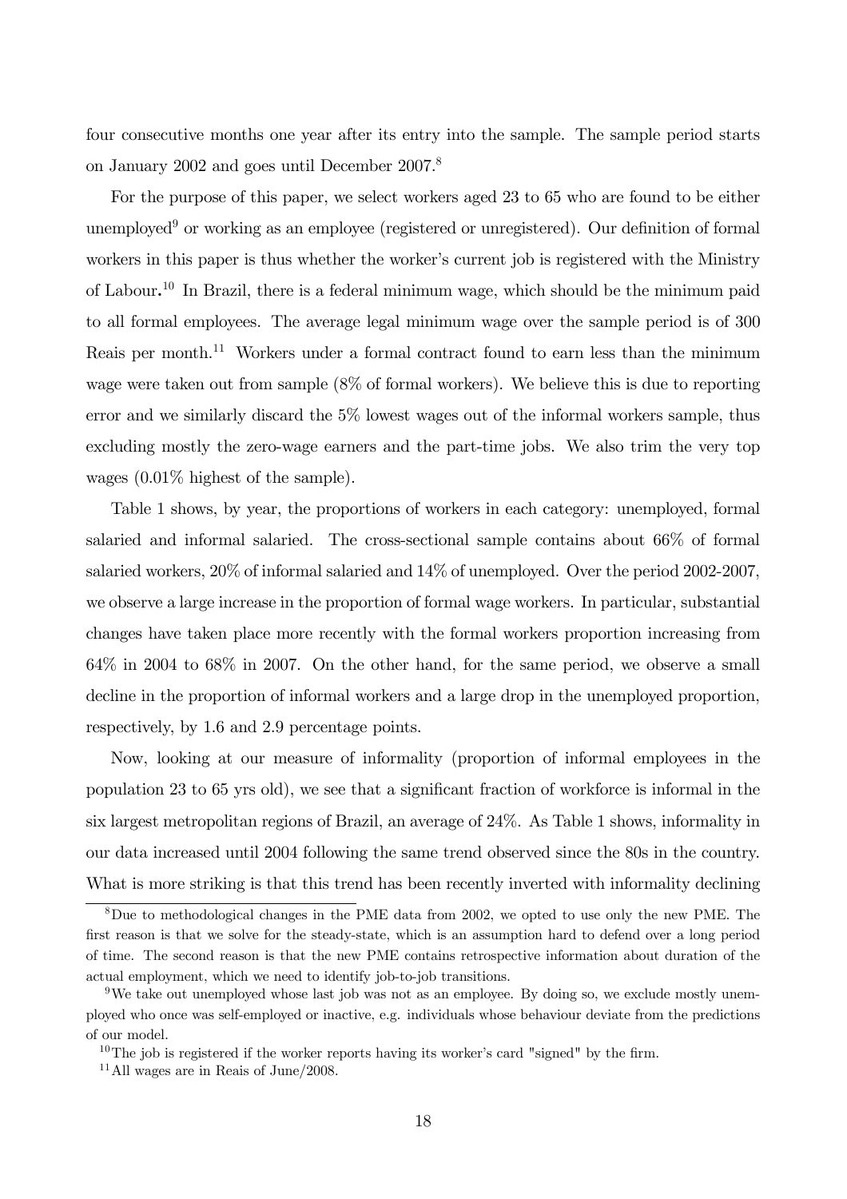four consecutive months one year after its entry into the sample. The sample period starts on January 2002 and goes until December 2007.[8]

For the purpose of this paper, we select workers aged 23 to 65 who are found to be either unemployed[9] or working as an employee (registered or unregistered). Our definition of formal workers in this paper is thus whether the worker's current job is registered with the Ministry of Labour**.**[10] In Brazil, there is a federal minimum wage, which should be the minimum paid to all formal employees. The average legal minimum wage over the sample period is of 300 Reais per month.[11] Workers under a formal contract found to earn less than the minimum wage were taken out from sample (8% of formal workers). We believe this is due to reporting error and we similarly discard the 5% lowest wages out of the informal workers sample, thus excluding mostly the zero-wage earners and the part-time jobs. We also trim the very top wages (0.01% highest of the sample).

Table 1 shows, by year, the proportions of workers in each category: unemployed, formal salaried and informal salaried. The cross-sectional sample contains about 66% of formal salaried workers, 20% of informal salaried and 14% of unemployed. Over the period 2002-2007, we observe a large increase in the proportion of formal wage workers. In particular, substantial changes have taken place more recently with the formal workers proportion increasing from 64% in 2004 to 68% in 2007. On the other hand, for the same period, we observe a small decline in the proportion of informal workers and a large drop in the unemployed proportion, respectively, by 1.6 and 2.9 percentage points.

Now, looking at our measure of informality (proportion of informal employees in the population 23 to 65 yrs old), we see that a significant fraction of workforce is informal in the six largest metropolitan regions of Brazil, an average of 24%. As Table 1 shows, informality in our data increased until 2004 following the same trend observed since the 80s in the country. What is more striking is that this trend has been recently inverted with informality declining

[8] Due to methodological changes in the PME data from 2002, we opted to use only the new PME. The first reason is that we solve for the steady-state, which is an assumption hard to defend over a long period of time. The second reason is that the new PME contains retrospective information about duration of the actual employment, which we need to identify job-to-job transitions.

[9] We take out unemployed whose last job was not as an employee. By doing so, we exclude mostly unemployed who once was self-employed or inactive, e.g. individuals whose behaviour deviate from the predictions of our model.

[10] The job is registered if the worker reports having its worker's card "signed" by the firm.

[11] All wages are in Reais of June/2008.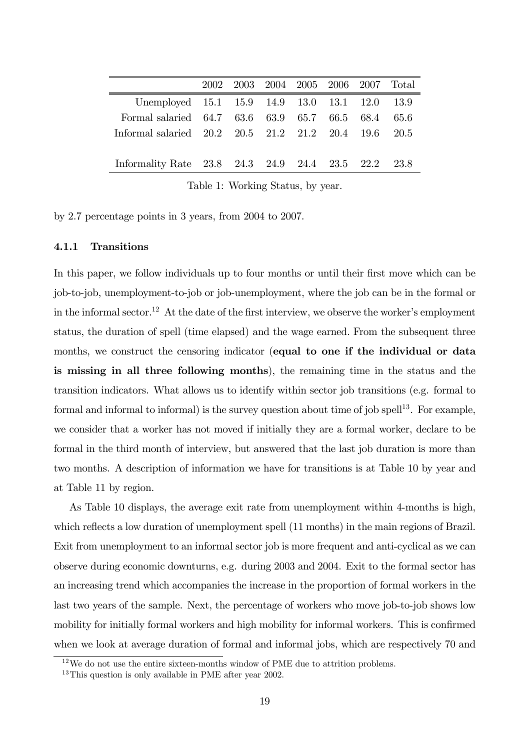|  | 2002 | 2003 | 2004 | 2005 | 2006 | 2007 | Total |
|---|---|---|---|---|---|---|---|
| Unemployed | 15.1 | 15.9 | 14.9 | 13.0 | 13.1 | 12.0 | 13.9 |
| Formal salaried | 64.7 | 63.6 | 63.9 | 65.7 | 66.5 | 68.4 | 65.6 |
| Informal salaried | 20.2 | 20.5 | 21.2 | 21.2 | 20.4 | 19.6 | 20.5 |
| Informality Rate | 23.8 | 24.3 | 24.9 | 24.4 | 23.5 | 22.2 | 23.8 |

Table 1: Working Status, by year.

by 2.7 percentage points in 3 years, from 2004 to 2007.

#### 4.1.1 Transitions

In this paper, we follow individuals up to four months or until their first move which can be job-to-job, unemployment-to-job or job-unemployment, where the job can be in the formal or in the informal sector.[12] At the date of the first interview, we observe the worker's employment status, the duration of spell (time elapsed) and the wage earned. From the subsequent three months, we construct the censoring indicator (**equal to one if the individual or data is missing in all three following months**), the remaining time in the status and the transition indicators. What allows us to identify within sector job transitions (e.g. formal to formal and informal to informal) is the survey question about time of job spell[13]. For example, we consider that a worker has not moved if initially they are a formal worker, declare to be formal in the third month of interview, but answered that the last job duration is more than two months. A description of information we have for transitions is at Table 10 by year and at Table 11 by region.

As Table 10 displays, the average exit rate from unemployment within 4-months is high, which reflects a low duration of unemployment spell (11 months) in the main regions of Brazil. Exit from unemployment to an informal sector job is more frequent and anti-cyclical as we can observe during economic downturns, e.g. during 2003 and 2004. Exit to the formal sector has an increasing trend which accompanies the increase in the proportion of formal workers in the last two years of the sample. Next, the percentage of workers who move job-to-job shows low mobility for initially formal workers and high mobility for informal workers. This is confirmed when we look at average duration of formal and informal jobs, which are respectively 70 and

[12] We do not use the entire sixteen-months window of PME due to attrition problems.

[13] This question is only available in PME after year 2002.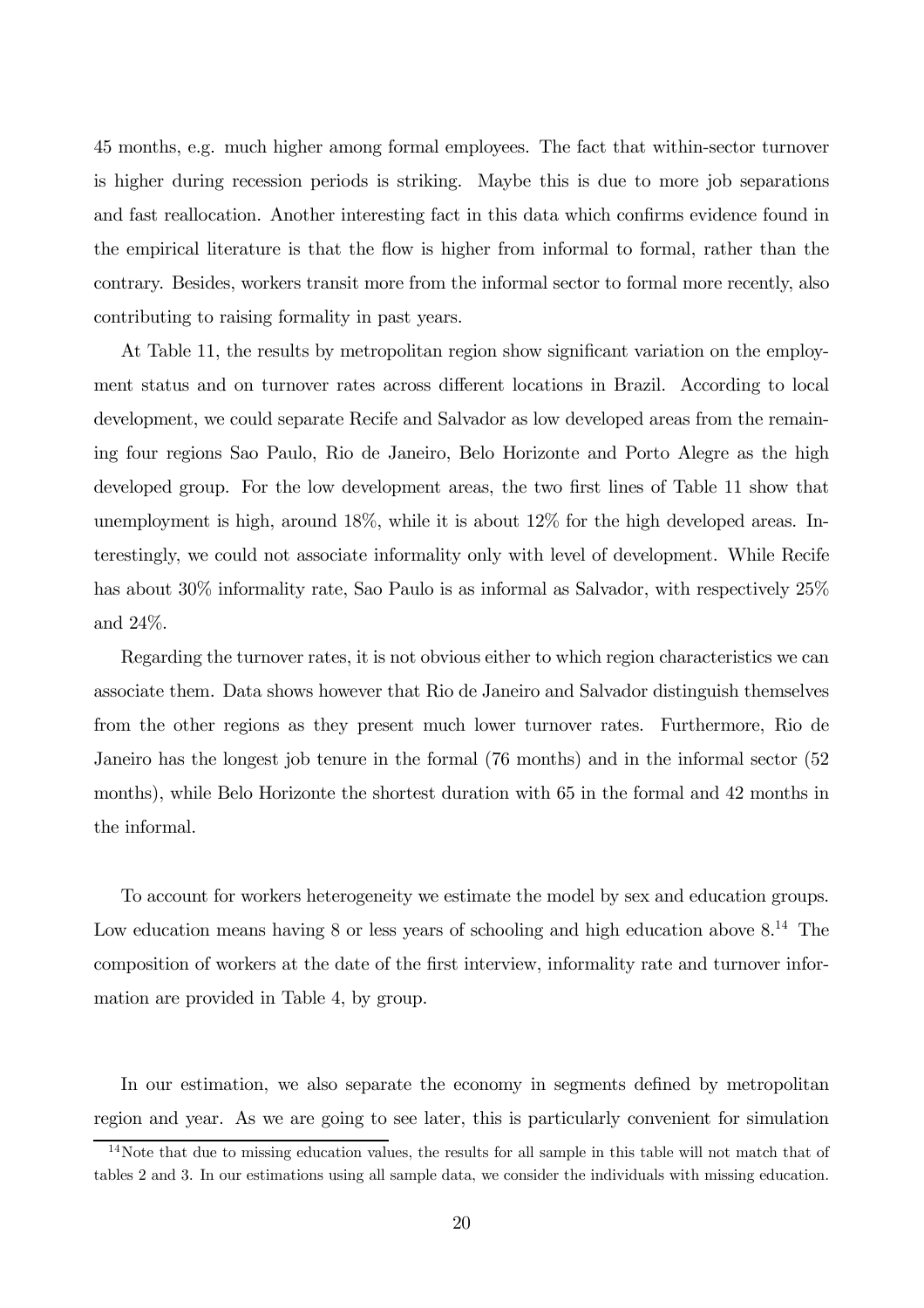45 months, e.g. much higher among formal employees. The fact that within-sector turnover is higher during recession periods is striking. Maybe this is due to more job separations and fast reallocation. Another interesting fact in this data which confirms evidence found in the empirical literature is that the flow is higher from informal to formal, rather than the contrary. Besides, workers transit more from the informal sector to formal more recently, also contributing to raising formality in past years.

At Table 11, the results by metropolitan region show significant variation on the employment status and on turnover rates across different locations in Brazil. According to local development, we could separate Recife and Salvador as low developed areas from the remaining four regions Sao Paulo, Rio de Janeiro, Belo Horizonte and Porto Alegre as the high developed group. For the low development areas, the two first lines of Table 11 show that unemployment is high, around 18%, while it is about 12% for the high developed areas. Interestingly, we could not associate informality only with level of development. While Recife has about 30% informality rate, Sao Paulo is as informal as Salvador, with respectively 25% and 24%.

Regarding the turnover rates, it is not obvious either to which region characteristics we can associate them. Data shows however that Rio de Janeiro and Salvador distinguish themselves from the other regions as they present much lower turnover rates. Furthermore, Rio de Janeiro has the longest job tenure in the formal (76 months) and in the informal sector (52 months), while Belo Horizonte the shortest duration with 65 in the formal and 42 months in the informal.

To account for workers heterogeneity we estimate the model by sex and education groups. Low education means having 8 or less years of schooling and high education above 8.[14] The composition of workers at the date of the first interview, informality rate and turnover information are provided in Table 4, by group.

In our estimation, we also separate the economy in segments defined by metropolitan region and year. As we are going to see later, this is particularly convenient for simulation

[14] Note that due to missing education values, the results for all sample in this table will not match that of tables 2 and 3. In our estimations using all sample data, we consider the individuals with missing education.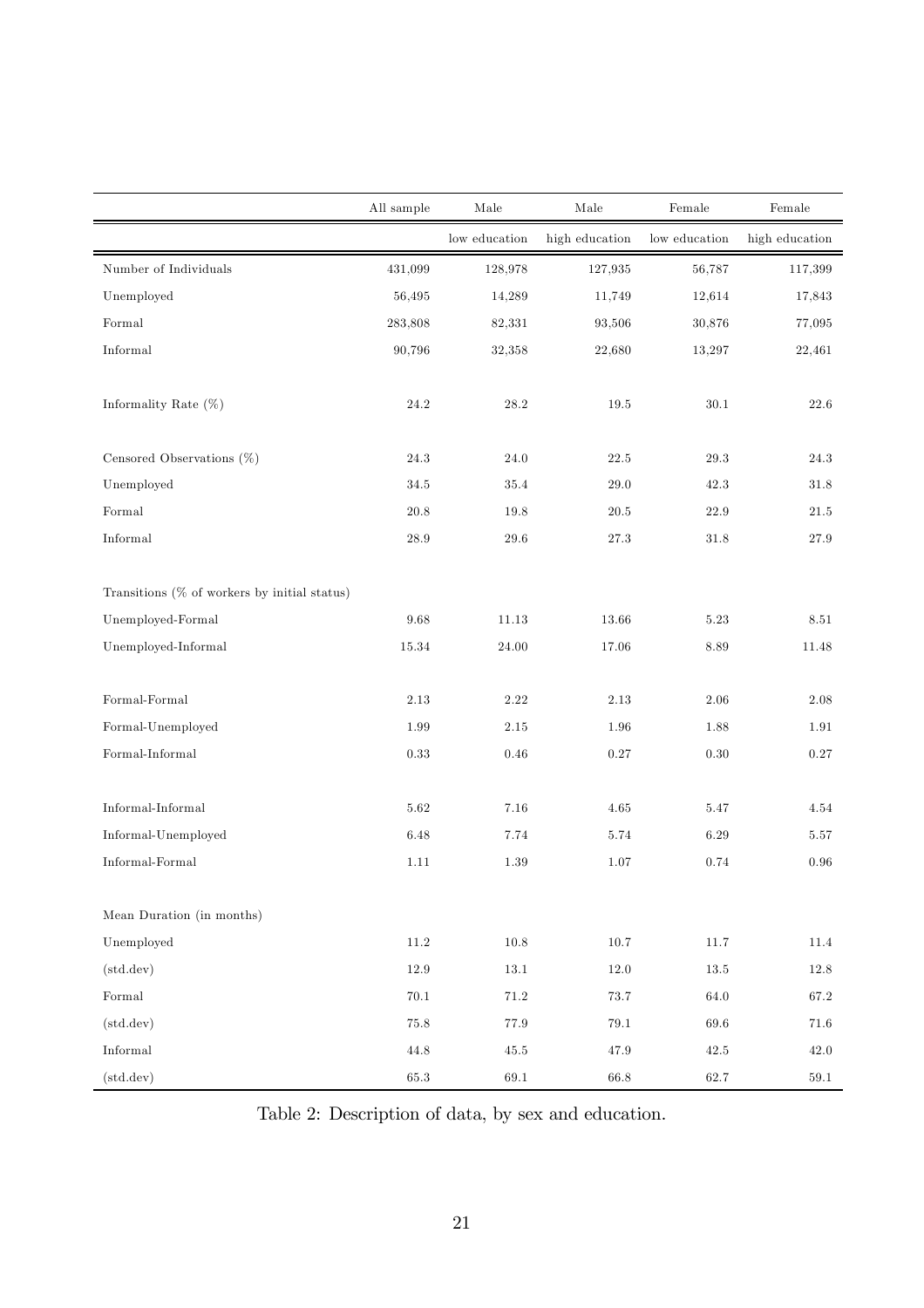| | All sample | Male | Male | Female | Female |
|---|---|---|---|---|---|
| | | low education | high education | low education | high education |
| Number of Individuals | 431,099 | 128,978 | 127,935 | 56,787 | 117,399 |
| Unemployed | 56,495 | 14,289 | 11,749 | 12,614 | 17,843 |
| Formal | 283,808 | 82,331 | 93,506 | 30,876 | 77,095 |
| Informal | 90,796 | 32,358 | 22,680 | 13,297 | 22,461 |
| | | | | | |
| Informality Rate (%) | 24.2 | 28.2 | 19.5 | 30.1 | 22.6 |
| | | | | | |
| Censored Observations (%) | 24.3 | 24.0 | 22.5 | 29.3 | 24.3 |
| Unemployed | 34.5 | 35.4 | 29.0 | 42.3 | 31.8 |
| Formal | 20.8 | 19.8 | 20.5 | 22.9 | 21.5 |
| Informal | 28.9 | 29.6 | 27.3 | 31.8 | 27.9 |
| | | | | | |
| Transitions (% of workers by initial status) | | | | | |
| Unemployed-Formal | 9.68 | 11.13 | 13.66 | 5.23 | 8.51 |
| Unemployed-Informal | 15.34 | 24.00 | 17.06 | 8.89 | 11.48 |
| | | | | | |
| Formal-Formal | 2.13 | 2.22 | 2.13 | 2.06 | 2.08 |
| Formal-Unemployed | 1.99 | 2.15 | 1.96 | 1.88 | 1.91 |
| Formal-Informal | 0.33 | 0.46 | 0.27 | 0.30 | 0.27 |
| | | | | | |
| Informal-Informal | 5.62 | 7.16 | 4.65 | 5.47 | 4.54 |
| Informal-Unemployed | 6.48 | 7.74 | 5.74 | 6.29 | 5.57 |
| Informal-Formal | 1.11 | 1.39 | 1.07 | 0.74 | 0.96 |
| | | | | | |
| Mean Duration (in months) | | | | | |
| Unemployed | 11.2 | 10.8 | 10.7 | 11.7 | 11.4 |
| (std.dev) | 12.9 | 13.1 | 12.0 | 13.5 | 12.8 |
| Formal | 70.1 | 71.2 | 73.7 | 64.0 | 67.2 |
| (std.dev) | 75.8 | 77.9 | 79.1 | 69.6 | 71.6 |
| Informal | 44.8 | 45.5 | 47.9 | 42.5 | 42.0 |
| (std.dev) | 65.3 | 69.1 | 66.8 | 62.7 | 59.1 |

Table 2: Description of data, by sex and education.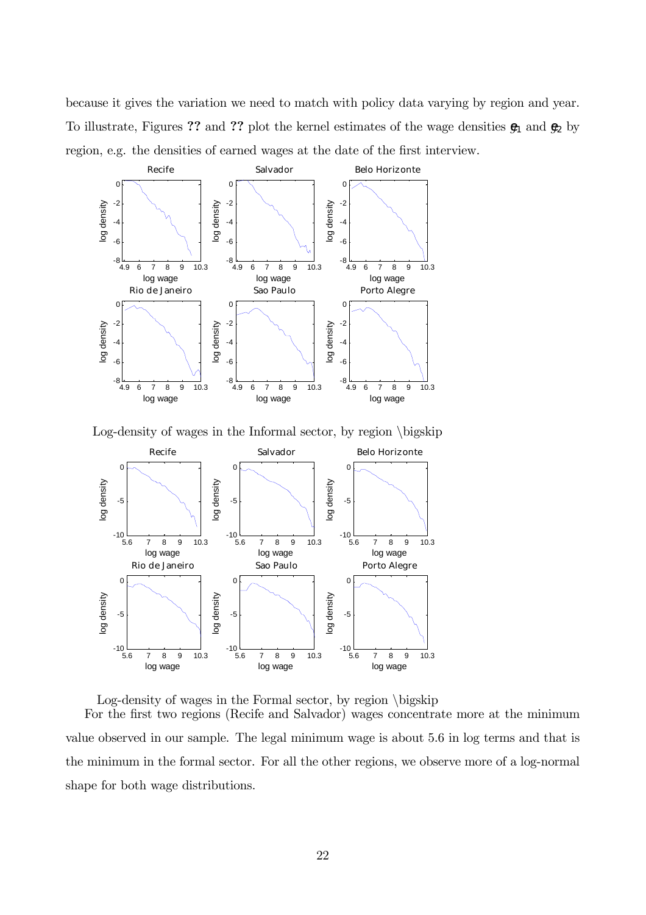because it gives the variation we need to match with policy data varying by region and year. To illustrate, Figures ?? and ?? plot the kernel estimates of the wage densities $g_1$ and $g_2$ by region, e.g. the densities of earned wages at the date of the first interview.

Log-density of wages in the Informal sector, by region \bigskip

Log-density of wages in the Formal sector, by region \bigskip

For the first two regions (Recife and Salvador) wages concentrate more at the minimum value observed in our sample. The legal minimum wage is about 5.6 in log terms and that is the minimum in the formal sector. For all the other regions, we observe more of a log-normal shape for both wage distributions.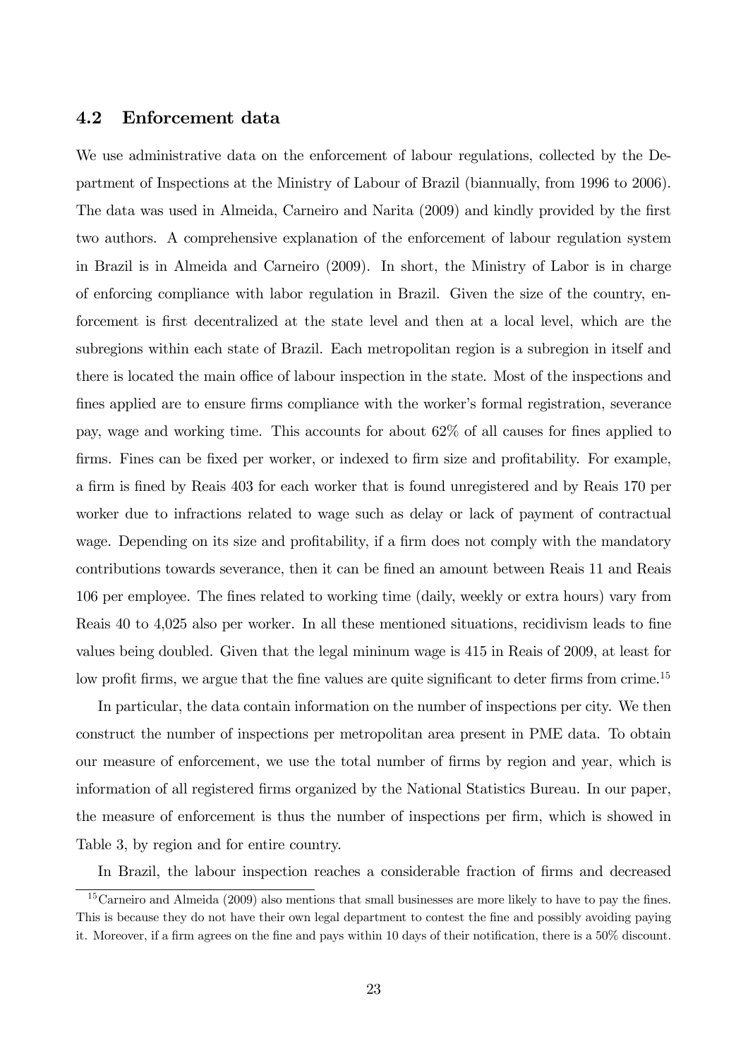### 4.2 Enforcement data

We use administrative data on the enforcement of labour regulations, collected by the Department of Inspections at the Ministry of Labour of Brazil (biannually, from 1996 to 2006). The data was used in Almeida, Carneiro and Narita (2009) and kindly provided by the first two authors. A comprehensive explanation of the enforcement of labour regulation system in Brazil is in Almeida and Carneiro (2009). In short, the Ministry of Labor is in charge of enforcing compliance with labor regulation in Brazil. Given the size of the country, enforcement is first decentralized at the state level and then at a local level, which are the subregions within each state of Brazil. Each metropolitan region is a subregion in itself and there is located the main office of labour inspection in the state. Most of the inspections and fines applied are to ensure firms compliance with the worker's formal registration, severance pay, wage and working time. This accounts for about 62% of all causes for fines applied to firms. Fines can be fixed per worker, or indexed to firm size and profitability. For example, a firm is fined by Reais 403 for each worker that is found unregistered and by Reais 170 per worker due to infractions related to wage such as delay or lack of payment of contractual wage. Depending on its size and profitability, if a firm does not comply with the mandatory contributions towards severance, then it can be fined an amount between Reais 11 and Reais 106 per employee. The fines related to working time (daily, weekly or extra hours) vary from Reais 40 to 4,025 also per worker. In all these mentioned situations, recidivism leads to fine values being doubled. Given that the legal mininum wage is 415 in Reais of 2009, at least for low profit firms, we argue that the fine values are quite significant to deter firms from crime.[15]

In particular, the data contain information on the number of inspections per city. We then construct the number of inspections per metropolitan area present in PME data. To obtain our measure of enforcement, we use the total number of firms by region and year, which is information of all registered firms organized by the National Statistics Bureau. In our paper, the measure of enforcement is thus the number of inspections per firm, which is showed in Table 3, by region and for entire country.

In Brazil, the labour inspection reaches a considerable fraction of firms and decreased

[15] Carneiro and Almeida (2009) also mentions that small businesses are more likely to have to pay the fines. This is because they do not have their own legal department to contest the fine and possibly avoiding paying it. Moreover, if a firm agrees on the fine and pays within 10 days of their notification, there is a 50% discount.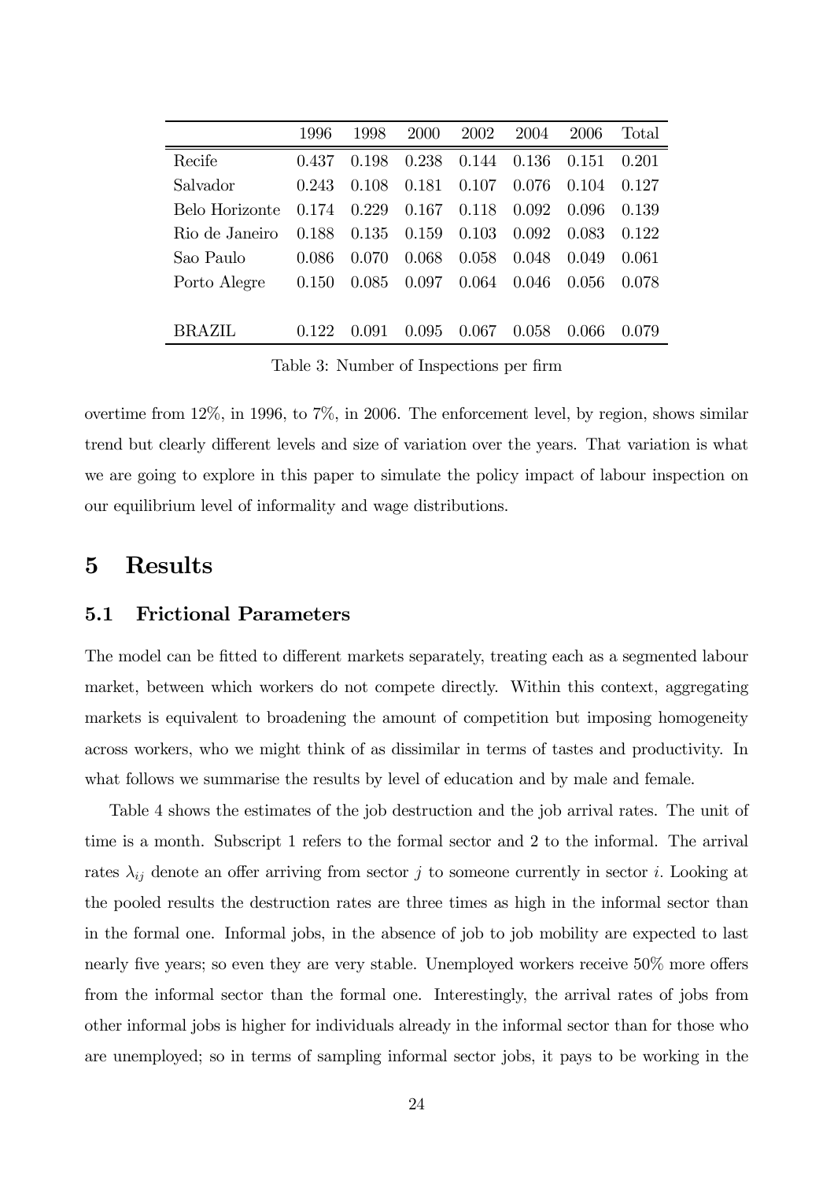| | 1996 | 1998 | 2000 | 2002 | 2004 | 2006 | Total |
|---|---|---|---|---|---|---|---|
| Recife | 0.437 | 0.198 | 0.238 | 0.144 | 0.136 | 0.151 | 0.201 |
| Salvador | 0.243 | 0.108 | 0.181 | 0.107 | 0.076 | 0.104 | 0.127 |
| Belo Horizonte | 0.174 | 0.229 | 0.167 | 0.118 | 0.092 | 0.096 | 0.139 |
| Rio de Janeiro | 0.188 | 0.135 | 0.159 | 0.103 | 0.092 | 0.083 | 0.122 |
| Sao Paulo | 0.086 | 0.070 | 0.068 | 0.058 | 0.048 | 0.049 | 0.061 |
| Porto Alegre | 0.150 | 0.085 | 0.097 | 0.064 | 0.046 | 0.056 | 0.078 |
| | | | | | | | |
| BRAZIL | 0.122 | 0.091 | 0.095 | 0.067 | 0.058 | 0.066 | 0.079 |

Table 3: Number of Inspections per firm

overtime from 12%, in 1996, to 7%, in 2006. The enforcement level, by region, shows similar trend but clearly different levels and size of variation over the years. That variation is what we are going to explore in this paper to simulate the policy impact of labour inspection on our equilibrium level of informality and wage distributions.

# 5 Results

## 5.1 Frictional Parameters

The model can be fitted to different markets separately, treating each as a segmented labour market, between which workers do not compete directly. Within this context, aggregating markets is equivalent to broadening the amount of competition but imposing homogeneity across workers, who we might think of as dissimilar in terms of tastes and productivity. In what follows we summarise the results by level of education and by male and female.

Table 4 shows the estimates of the job destruction and the job arrival rates. The unit of time is a month. Subscript 1 refers to the formal sector and 2 to the informal. The arrival rates $\lambda_{ij}$ denote an offer arriving from sector $j$ to someone currently in sector $i$. Looking at the pooled results the destruction rates are three times as high in the informal sector than in the formal one. Informal jobs, in the absence of job to job mobility are expected to last nearly five years; so even they are very stable. Unemployed workers receive 50% more offers from the informal sector than the formal one. Interestingly, the arrival rates of jobs from other informal jobs is higher for individuals already in the informal sector than for those who are unemployed; so in terms of sampling informal sector jobs, it pays to be working in the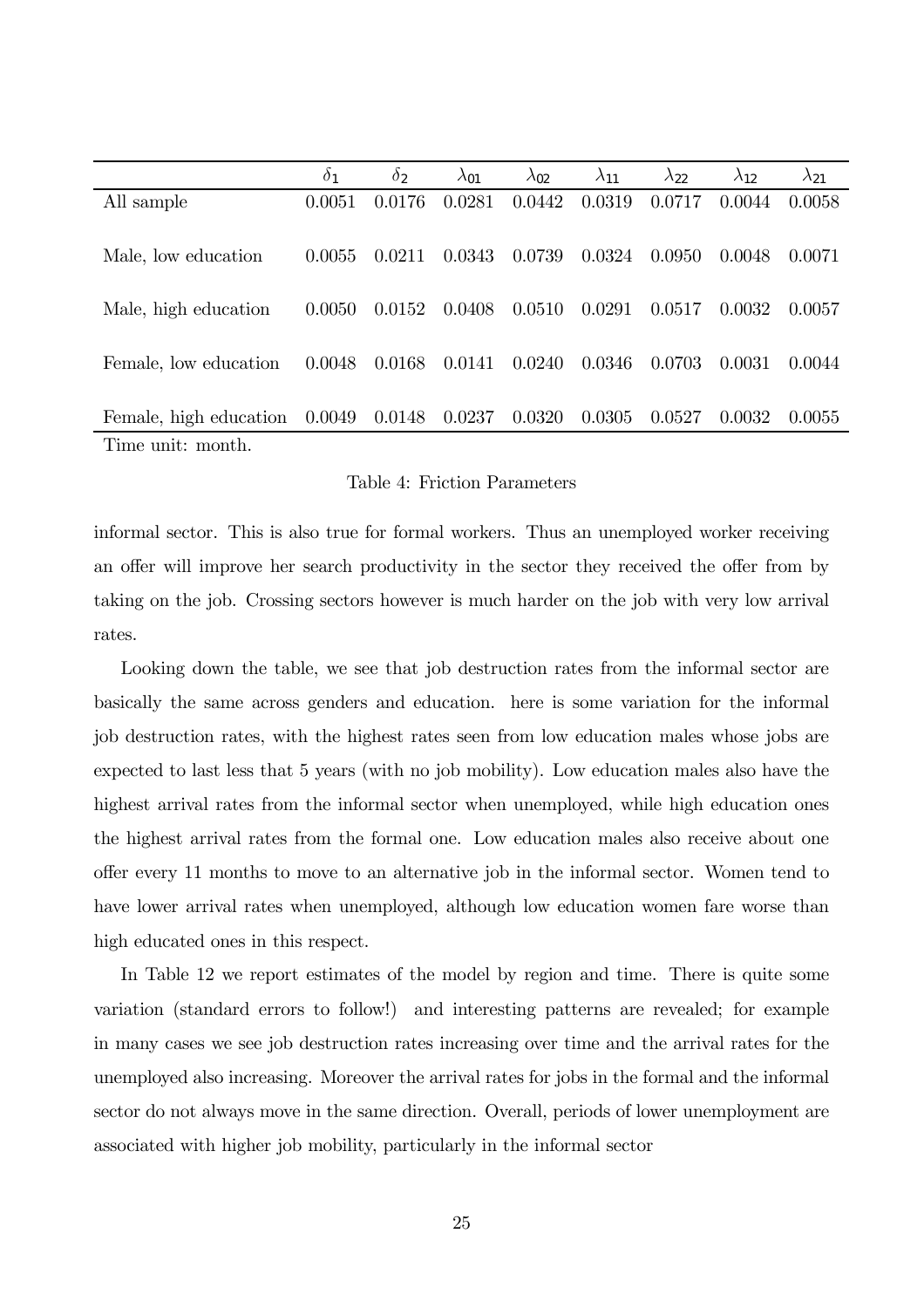|  | $\delta_1$ | $\delta_2$ | $\lambda_{01}$ | $\lambda_{02}$ | $\lambda_{11}$ | $\lambda_{22}$ | $\lambda_{12}$ | $\lambda_{21}$ |
|---|---|---|---|---|---|---|---|---|
| All sample | 0.0051 | 0.0176 | 0.0281 | 0.0442 | 0.0319 | 0.0717 | 0.0044 | 0.0058 |
| Male, low education | 0.0055 | 0.0211 | 0.0343 | 0.0739 | 0.0324 | 0.0950 | 0.0048 | 0.0071 |
| Male, high education | 0.0050 | 0.0152 | 0.0408 | 0.0510 | 0.0291 | 0.0517 | 0.0032 | 0.0057 |
| Female, low education | 0.0048 | 0.0168 | 0.0141 | 0.0240 | 0.0346 | 0.0703 | 0.0031 | 0.0044 |
| Female, high education | 0.0049 | 0.0148 | 0.0237 | 0.0320 | 0.0305 | 0.0527 | 0.0032 | 0.0055 |

Time unit: month.

Table 4: Friction Parameters

informal sector. This is also true for formal workers. Thus an unemployed worker receiving an offer will improve her search productivity in the sector they received the offer from by taking on the job. Crossing sectors however is much harder on the job with very low arrival rates.

Looking down the table, we see that job destruction rates from the informal sector are basically the same across genders and education. here is some variation for the informal job destruction rates, with the highest rates seen from low education males whose jobs are expected to last less that 5 years (with no job mobility). Low education males also have the highest arrival rates from the informal sector when unemployed, while high education ones the highest arrival rates from the formal one. Low education males also receive about one offer every 11 months to move to an alternative job in the informal sector. Women tend to have lower arrival rates when unemployed, although low education women fare worse than high educated ones in this respect.

In Table 12 we report estimates of the model by region and time. There is quite some variation (standard errors to follow!) and interesting patterns are revealed; for example in many cases we see job destruction rates increasing over time and the arrival rates for the unemployed also increasing. Moreover the arrival rates for jobs in the formal and the informal sector do not always move in the same direction. Overall, periods of lower unemployment are associated with higher job mobility, particularly in the informal sector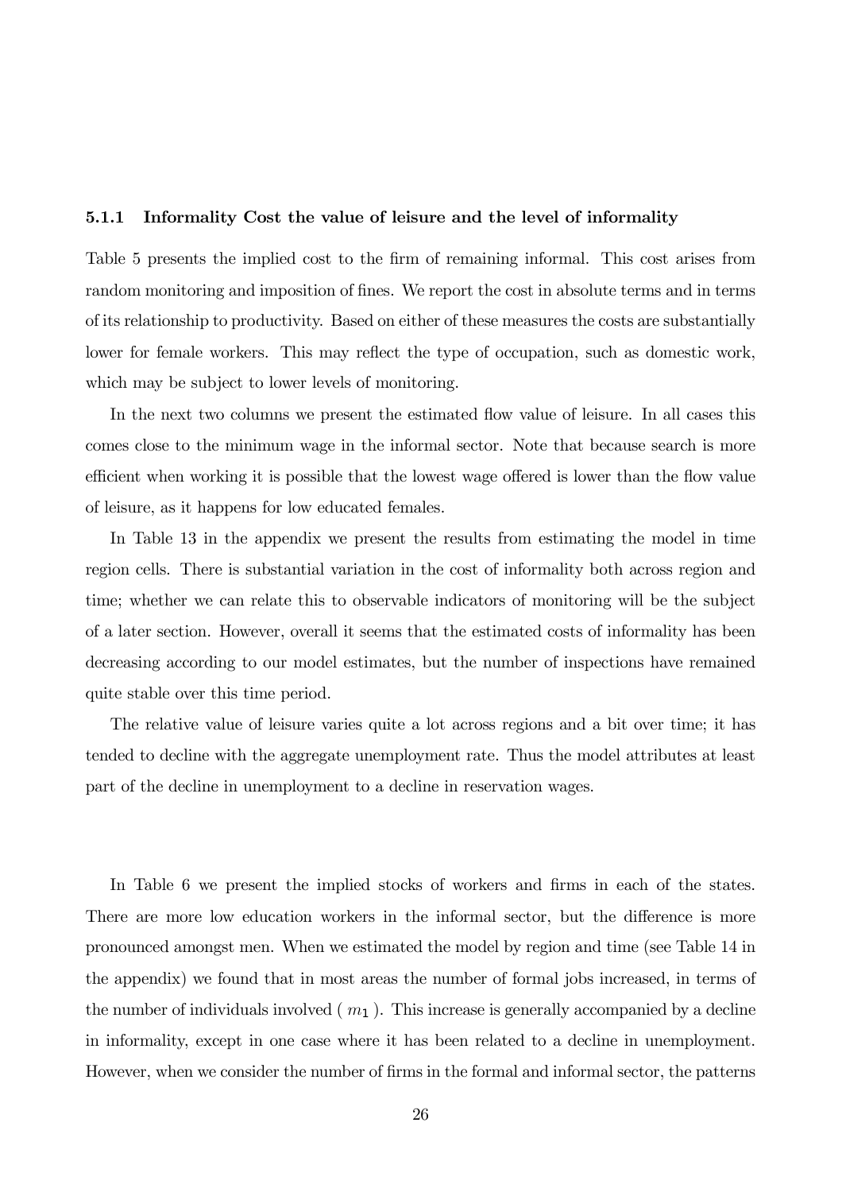#### 5.1.1 Informality Cost the value of leisure and the level of informality

Table 5 presents the implied cost to the firm of remaining informal. This cost arises from random monitoring and imposition of fines. We report the cost in absolute terms and in terms of its relationship to productivity. Based on either of these measures the costs are substantially lower for female workers. This may reflect the type of occupation, such as domestic work, which may be subject to lower levels of monitoring.

In the next two columns we present the estimated flow value of leisure. In all cases this comes close to the minimum wage in the informal sector. Note that because search is more efficient when working it is possible that the lowest wage offered is lower than the flow value of leisure, as it happens for low educated females.

In Table 13 in the appendix we present the results from estimating the model in time region cells. There is substantial variation in the cost of informality both across region and time; whether we can relate this to observable indicators of monitoring will be the subject of a later section. However, overall it seems that the estimated costs of informality has been decreasing according to our model estimates, but the number of inspections have remained quite stable over this time period.

The relative value of leisure varies quite a lot across regions and a bit over time; it has tended to decline with the aggregate unemployment rate. Thus the model attributes at least part of the decline in unemployment to a decline in reservation wages.

In Table 6 we present the implied stocks of workers and firms in each of the states. There are more low education workers in the informal sector, but the difference is more pronounced amongst men. When we estimated the model by region and time (see Table 14 in the appendix) we found that in most areas the number of formal jobs increased, in terms of the number of individuals involved ( $m_1$ ). This increase is generally accompanied by a decline in informality, except in one case where it has been related to a decline in unemployment. However, when we consider the number of firms in the formal and informal sector, the patterns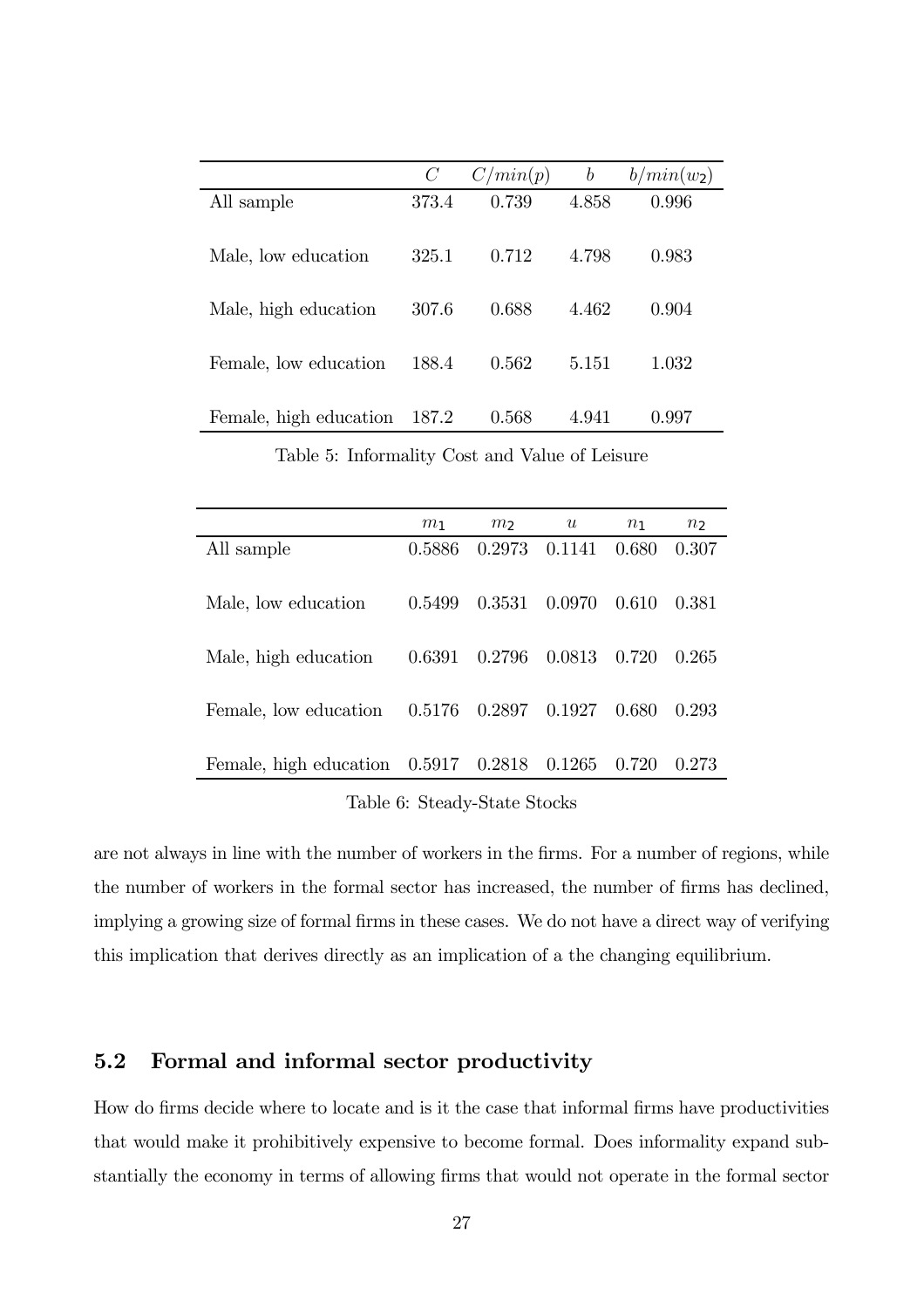| | $C$ | $C/min(p)$ | $b$ | $b/min(w_2)$ |
|---|---|---|---|---|
| All sample | 373.4 | 0.739 | 4.858 | 0.996 |
| Male, low education | 325.1 | 0.712 | 4.798 | 0.983 |
| Male, high education | 307.6 | 0.688 | 4.462 | 0.904 |
| Female, low education | 188.4 | 0.562 | 5.151 | 1.032 |
| Female, high education | 187.2 | 0.568 | 4.941 | 0.997 |

Table 5: Informality Cost and Value of Leisure

| | $m_1$ | $m_2$ | $u$ | $n_1$ | $n_2$ |
|---|---|---|---|---|---|
| All sample | 0.5886 | 0.2973 | 0.1141 | 0.680 | 0.307 |
| Male, low education | 0.5499 | 0.3531 | 0.0970 | 0.610 | 0.381 |
| Male, high education | 0.6391 | 0.2796 | 0.0813 | 0.720 | 0.265 |
| Female, low education | 0.5176 | 0.2897 | 0.1927 | 0.680 | 0.293 |
| Female, high education | 0.5917 | 0.2818 | 0.1265 | 0.720 | 0.273 |

Table 6: Steady-State Stocks

are not always in line with the number of workers in the firms. For a number of regions, while the number of workers in the formal sector has increased, the number of firms has declined, implying a growing size of formal firms in these cases. We do not have a direct way of verifying this implication that derives directly as an implication of a the changing equilibrium.

### 5.2 Formal and informal sector productivity

How do firms decide where to locate and is it the case that informal firms have productivities that would make it prohibitively expensive to become formal. Does informality expand substantially the economy in terms of allowing firms that would not operate in the formal sector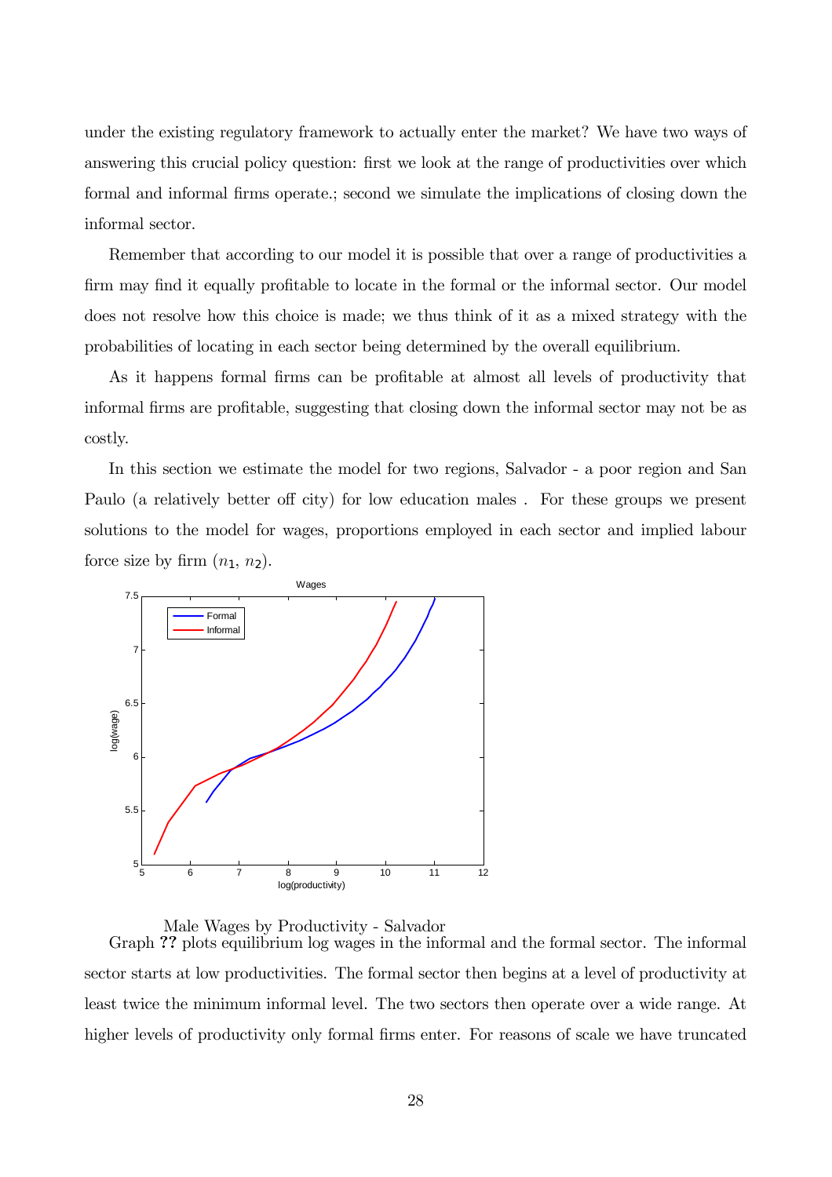under the existing regulatory framework to actually enter the market? We have two ways of answering this crucial policy question: first we look at the range of productivities over which formal and informal firms operate.; second we simulate the implications of closing down the informal sector.

Remember that according to our model it is possible that over a range of productivities a firm may find it equally profitable to locate in the formal or the informal sector. Our model does not resolve how this choice is made; we thus think of it as a mixed strategy with the probabilities of locating in each sector being determined by the overall equilibrium.

As it happens formal firms can be profitable at almost all levels of productivity that informal firms are profitable, suggesting that closing down the informal sector may not be as costly.

In this section we estimate the model for two regions, Salvador - a poor region and San Paulo (a relatively better off city) for low education males . For these groups we present solutions to the model for wages, proportions employed in each sector and implied labour force size by firm ($n_1$, $n_2$).

Male Wages by Productivity - Salvador

Graph **??** plots equilibrium log wages in the informal and the formal sector. The informal sector starts at low productivities. The formal sector then begins at a level of productivity at least twice the minimum informal level. The two sectors then operate over a wide range. At higher levels of productivity only formal firms enter. For reasons of scale we have truncated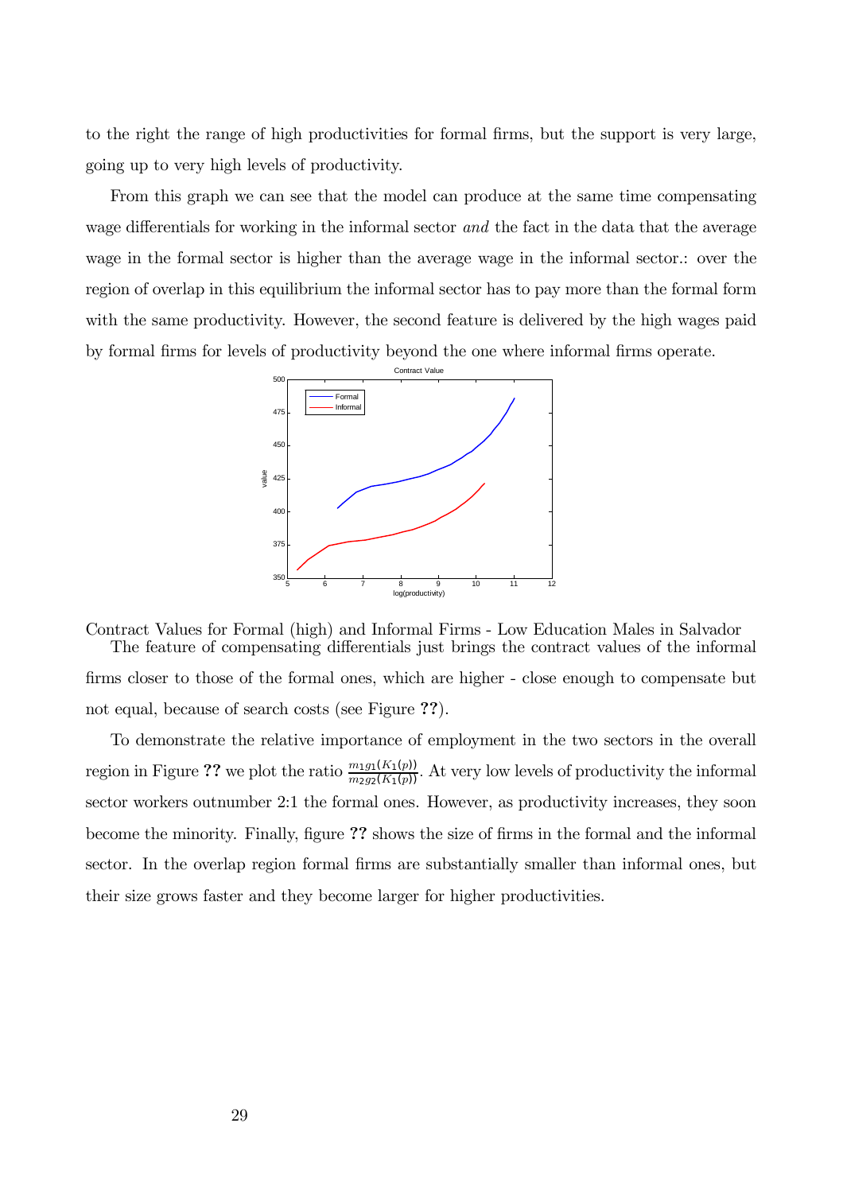to the right the range of high productivities for formal firms, but the support is very large, going up to very high levels of productivity.

From this graph we can see that the model can produce at the same time compensating wage differentials for working in the informal sector *and* the fact in the data that the average wage in the formal sector is higher than the average wage in the informal sector.: over the region of overlap in this equilibrium the informal sector has to pay more than the formal form with the same productivity. However, the second feature is delivered by the high wages paid by formal firms for levels of productivity beyond the one where informal firms operate.

Contract Values for Formal (high) and Informal Firms - Low Education Males in Salvador

The feature of compensating differentials just brings the contract values of the informal firms closer to those of the formal ones, which are higher - close enough to compensate but not equal, because of search costs (see Figure **??**).

To demonstrate the relative importance of employment in the two sectors in the overall region in Figure **??** we plot the ratio $\frac{m_1 g_1(K_1(p))}{m_2 g_2(K_1(p))}$. At very low levels of productivity the informal sector workers outnumber 2:1 the formal ones. However, as productivity increases, they soon become the minority. Finally, figure **??** shows the size of firms in the formal and the informal sector. In the overlap region formal firms are substantially smaller than informal ones, but their size grows faster and they become larger for higher productivities.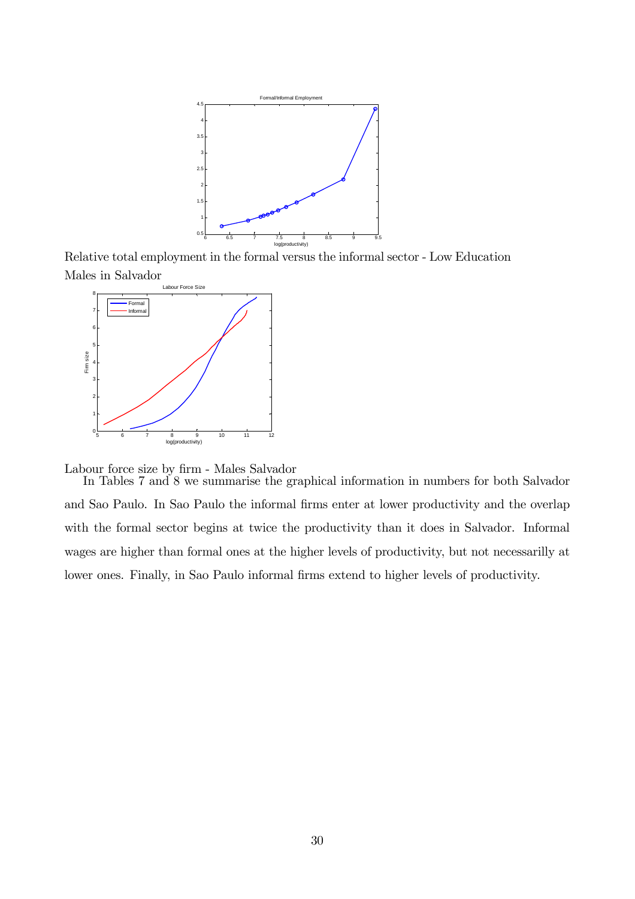Relative total employment in the formal versus the informal sector - Low Education Males in Salvador

Labour force size by firm - Males Salvador

In Tables 7 and 8 we summarise the graphical information in numbers for both Salvador and Sao Paulo. In Sao Paulo the informal firms enter at lower productivity and the overlap with the formal sector begins at twice the productivity than it does in Salvador. Informal wages are higher than formal ones at the higher levels of productivity, but not necessarily at lower ones. Finally, in Sao Paulo informal firms extend to higher levels of productivity.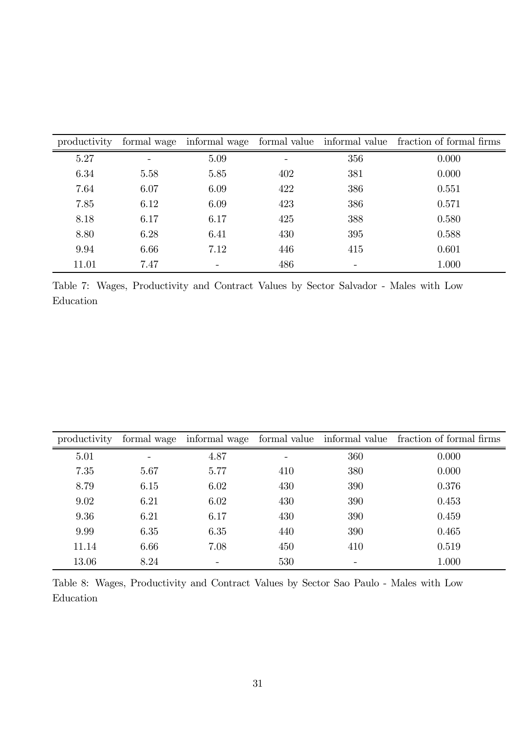| productivity | formal wage | informal wage | formal value | informal value | fraction of formal firms |
|---|---|---|---|---|---|
| 5.27 | - | 5.09 | - | 356 | 0.000 |
| 6.34 | 5.58 | 5.85 | 402 | 381 | 0.000 |
| 7.64 | 6.07 | 6.09 | 422 | 386 | 0.551 |
| 7.85 | 6.12 | 6.09 | 423 | 386 | 0.571 |
| 8.18 | 6.17 | 6.17 | 425 | 388 | 0.580 |
| 8.80 | 6.28 | 6.41 | 430 | 395 | 0.588 |
| 9.94 | 6.66 | 7.12 | 446 | 415 | 0.601 |
| 11.01 | 7.47 | - | 486 | - | 1.000 |

Table 7: Wages, Productivity and Contract Values by Sector Salvador - Males with Low Education

| productivity | formal wage | informal wage | formal value | informal value | fraction of formal firms |
|---|---|---|---|---|---|
| 5.01 | - | 4.87 | - | 360 | 0.000 |
| 7.35 | 5.67 | 5.77 | 410 | 380 | 0.000 |
| 8.79 | 6.15 | 6.02 | 430 | 390 | 0.376 |
| 9.02 | 6.21 | 6.02 | 430 | 390 | 0.453 |
| 9.36 | 6.21 | 6.17 | 430 | 390 | 0.459 |
| 9.99 | 6.35 | 6.35 | 440 | 390 | 0.465 |
| 11.14 | 6.66 | 7.08 | 450 | 410 | 0.519 |
| 13.06 | 8.24 | - | 530 | - | 1.000 |

Table 8: Wages, Productivity and Contract Values by Sector Sao Paulo - Males with Low Education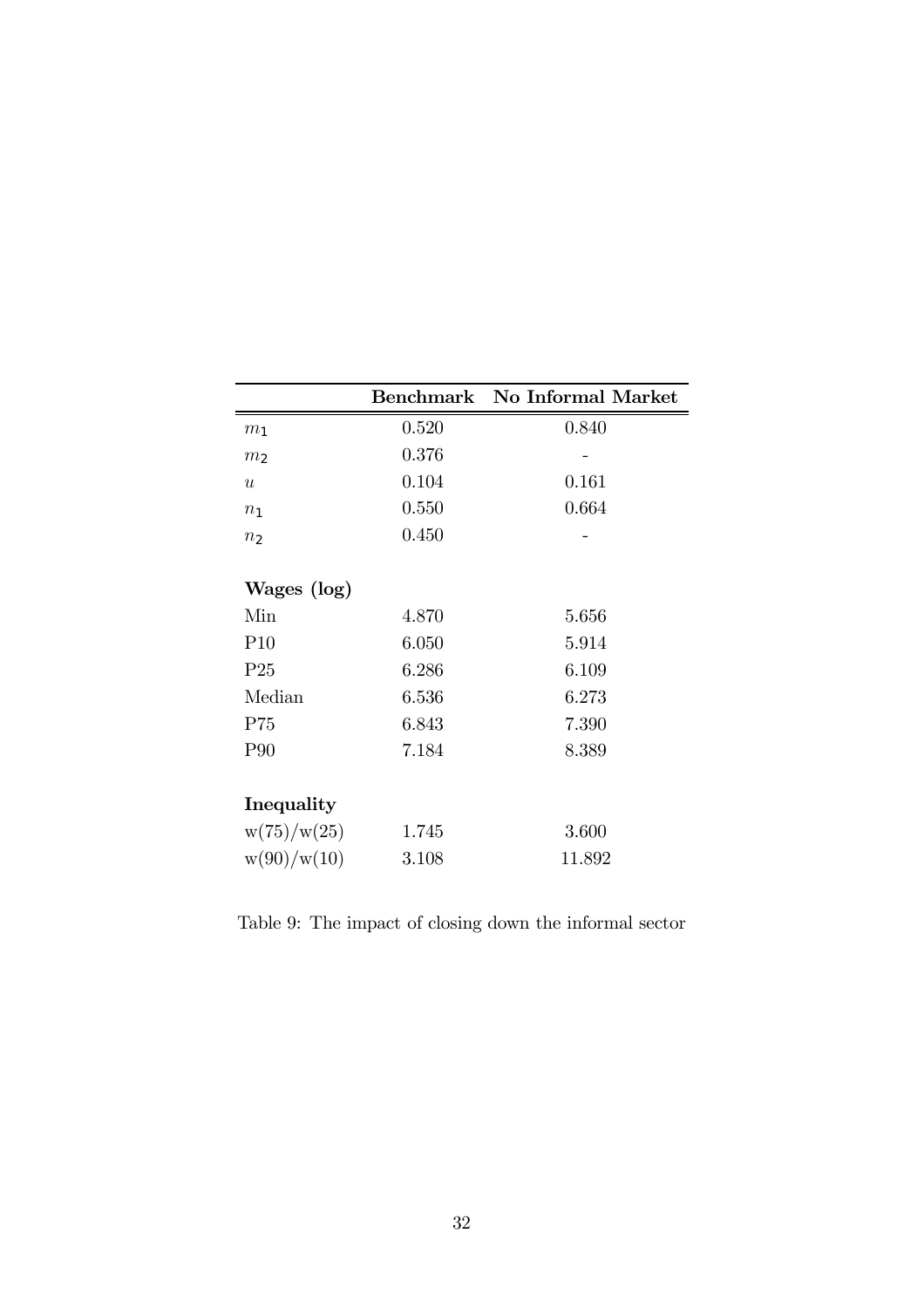| | **Benchmark** | **No Informal Market** |
|---|---|---|
| $m_1$ | 0.520 | 0.840 |
| $m_2$ | 0.376 | - |
| $u$ | 0.104 | 0.161 |
| $n_1$ | 0.550 | 0.664 |
| $n_2$ | 0.450 | - |
| | | |
| **Wages (log)** | | |
| Min | 4.870 | 5.656 |
| P10 | 6.050 | 5.914 |
| P25 | 6.286 | 6.109 |
| Median | 6.536 | 6.273 |
| P75 | 6.843 | 7.390 |
| P90 | 7.184 | 8.389 |
| | | |
| **Inequality** | | |
| w(75)/w(25) | 1.745 | 3.600 |
| w(90)/w(10) | 3.108 | 11.892 |

Table 9: The impact of closing down the informal sector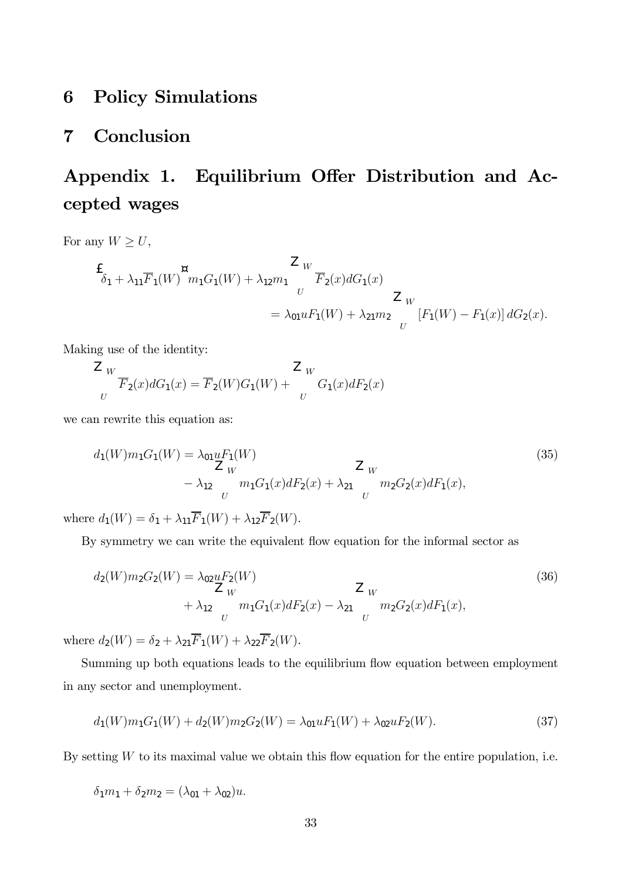## 6 Policy Simulations

## 7 Conclusion

## Appendix 1. Equilibrium Offer Distribution and Accepted wages

For any $W \geq U$,

$$\left[\delta_1 + \lambda_{11}\overline{F}_1(W)\right] m_1 G_1(W) + \lambda_{12} m_1 \int_U^W \overline{F}_2(x) dG_1(x) = \lambda_{01} u F_1(W) + \lambda_{21} m_2 \int_U^W \left[F_1(W) - F_1(x)\right] dG_2(x).$$

Making use of the identity:

$$\int_U^W \overline{F}_2(x) dG_1(x) = \overline{F}_2(W) G_1(W) + \int_U^W G_1(x) dF_2(x)$$

we can rewrite this equation as:

$$d_1(W) m_1 G_1(W) = \lambda_{01} u F_1(W) - \lambda_{12} \int_U^W m_1 G_1(x) dF_2(x) + \lambda_{21} \int_U^W m_2 G_2(x) dF_1(x), \tag{35}$$

where $d_1(W) = \delta_1 + \lambda_{11}\overline{F}_1(W) + \lambda_{12}\overline{F}_2(W)$.

By symmetry we can write the equivalent flow equation for the informal sector as

$$d_2(W) m_2 G_2(W) = \lambda_{02} u F_2(W) + \lambda_{12} \int_U^W m_1 G_1(x) dF_2(x) - \lambda_{21} \int_U^W m_2 G_2(x) dF_1(x), \tag{36}$$

where $d_2(W) = \delta_2 + \lambda_{21}\overline{F}_1(W) + \lambda_{22}\overline{F}_2(W)$.

Summing up both equations leads to the equilibrium flow equation between employment in any sector and unemployment.

$$d_1(W) m_1 G_1(W) + d_2(W) m_2 G_2(W) = \lambda_{01} u F_1(W) + \lambda_{02} u F_2(W). \tag{37}$$

By setting $W$ to its maximal value we obtain this flow equation for the entire population, i.e.

$$\delta_1 m_1 + \delta_2 m_2 = (\lambda_{01} + \lambda_{02}) u.$$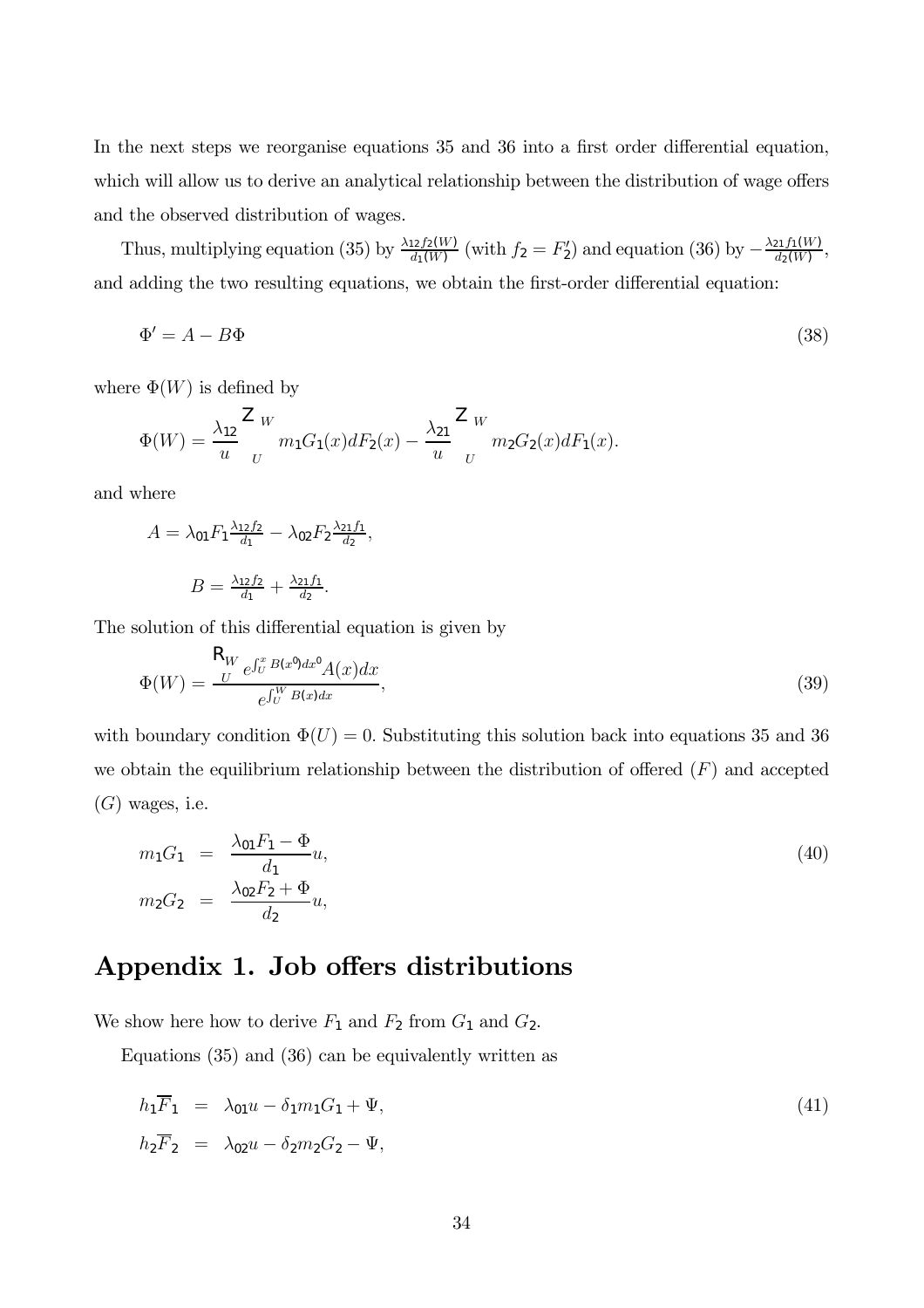In the next steps we reorganise equations 35 and 36 into a first order differential equation, which will allow us to derive an analytical relationship between the distribution of wage offers and the observed distribution of wages.

Thus, multiplying equation (35) by $\frac{\lambda_{12} f_2(W)}{d_1(W)}$ (with $f_2 = F_2'$) and equation (36) by $-\frac{\lambda_{21} f_1(W)}{d_2(W)}$, and adding the two resulting equations, we obtain the first-order differential equation:

$$\Phi' = A - B\Phi \tag{38}$$

where $\Phi(W)$ is defined by

$$\Phi(W) = \frac{\lambda_{12}}{u} \int_U^W m_1 G_1(x) dF_2(x) - \frac{\lambda_{21}}{u} \int_U^W m_2 G_2(x) dF_1(x).$$

and where

$$A = \lambda_{01} F_1 \tfrac{\lambda_{12} f_2}{d_1} - \lambda_{02} F_2 \tfrac{\lambda_{21} f_1}{d_2},$$

$$B = \tfrac{\lambda_{12} f_2}{d_1} + \tfrac{\lambda_{21} f_1}{d_2}.$$

The solution of this differential equation is given by

$$\Phi(W) = \frac{\int_U^W e^{\int_U^x B(x')dx'} A(x) dx}{e^{\int_U^W B(x)dx}}, \tag{39}$$

with boundary condition $\Phi(U) = 0$. Substituting this solution back into equations 35 and 36 we obtain the equilibrium relationship between the distribution of offered ($F$) and accepted ($G$) wages, i.e.

$$\begin{aligned} m_1 G_1 &= \frac{\lambda_{01} F_1 - \Phi}{d_1} u, \\ m_2 G_2 &= \frac{\lambda_{02} F_2 + \Phi}{d_2} u, \end{aligned} \tag{40}$$

## Appendix 1. Job offers distributions

We show here how to derive $F_1$ and $F_2$ from $G_1$ and $G_2$.

Equations (35) and (36) can be equivalently written as

$$\begin{aligned} h_1 \overline{F}_1 &= \lambda_{01} u - \delta_1 m_1 G_1 + \Psi, \\ h_2 \overline{F}_2 &= \lambda_{02} u - \delta_2 m_2 G_2 - \Psi, \end{aligned} \tag{41}$$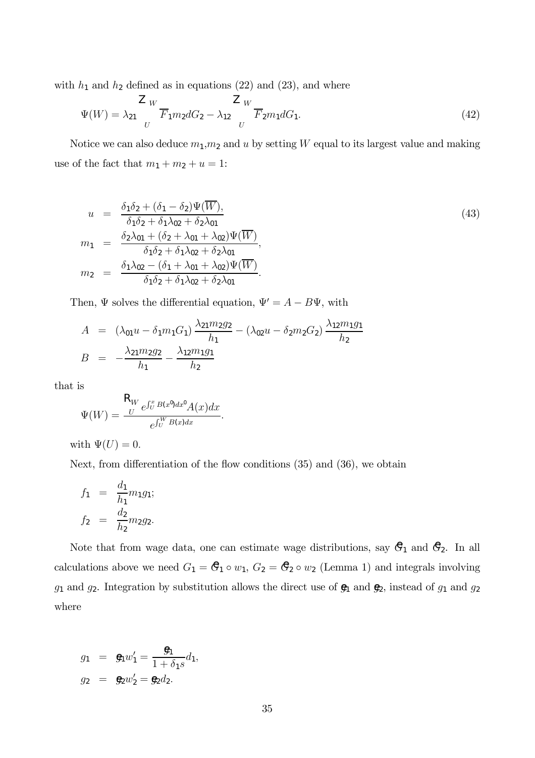with $h_1$ and $h_2$ defined as in equations (22) and (23), and where

$$\Psi(W) = \lambda_{21} \int_U^W \overline{F}_1 m_2 dG_2 - \lambda_{12} \int_U^W \overline{F}_2 m_1 dG_1. \tag{42}$$

Notice we can also deduce $m_1$,$m_2$ and $u$ by setting $W$ equal to its largest value and making use of the fact that $m_1 + m_2 + u = 1$:

$$\begin{aligned}
u &= \frac{\delta_1\delta_2 + (\delta_1 - \delta_2)\Psi(\overline{W}),}{\delta_1\delta_2 + \delta_1\lambda_{02} + \delta_2\lambda_{01}} \\
m_1 &= \frac{\delta_2\lambda_{01} + (\delta_2 + \lambda_{01} + \lambda_{02})\Psi(\overline{W})}{\delta_1\delta_2 + \delta_1\lambda_{02} + \delta_2\lambda_{01}}, \\
m_2 &= \frac{\delta_1\lambda_{02} - (\delta_1 + \lambda_{01} + \lambda_{02})\Psi(\overline{W})}{\delta_1\delta_2 + \delta_1\lambda_{02} + \delta_2\lambda_{01}}.
\end{aligned} \tag{43}$$

Then, $\Psi$ solves the differential equation, $\Psi' = A - B\Psi$, with

$$\begin{aligned}
A &= (\lambda_{01}u - \delta_1 m_1 G_1)\frac{\lambda_{21}m_2 g_2}{h_1} - (\lambda_{02}u - \delta_2 m_2 G_2)\frac{\lambda_{12}m_1 g_1}{h_2} \\
B &= -\frac{\lambda_{21}m_2 g_2}{h_1} - \frac{\lambda_{12}m_1 g_1}{h_2}
\end{aligned}$$

that is

$$\Psi(W) = \frac{\int_U^W e^{\int_U^x B(x')dx'}A(x)dx}{e^{\int_U^W B(x)dx}}.$$

with $\Psi(U) = 0$.

Next, from differentiation of the flow conditions (35) and (36), we obtain

$$\begin{aligned}
f_1 &= \frac{d_1}{h_1}m_1 g_1; \\
f_2 &= \frac{d_2}{h_2}m_2 g_2.
\end{aligned}$$

Note that from wage data, one can estimate wage distributions, say $\tilde{G}_1$ and $\tilde{G}_2$. In all calculations above we need $G_1 = \tilde{G}_1 \circ w_1$, $G_2 = \tilde{G}_2 \circ w_2$ (Lemma 1) and integrals involving $g_1$ and $g_2$. Integration by substitution allows the direct use of $\tilde{g}_1$ and $\tilde{g}_2$, instead of $g_1$ and $g_2$ where

$$\begin{aligned}
g_1 &= \tilde{g}_1 w_1' = \frac{\tilde{g}_1}{1 + \delta_1 s}d_1, \\
g_2 &= \tilde{g}_2 w_2' = \tilde{g}_2 d_2.
\end{aligned}$$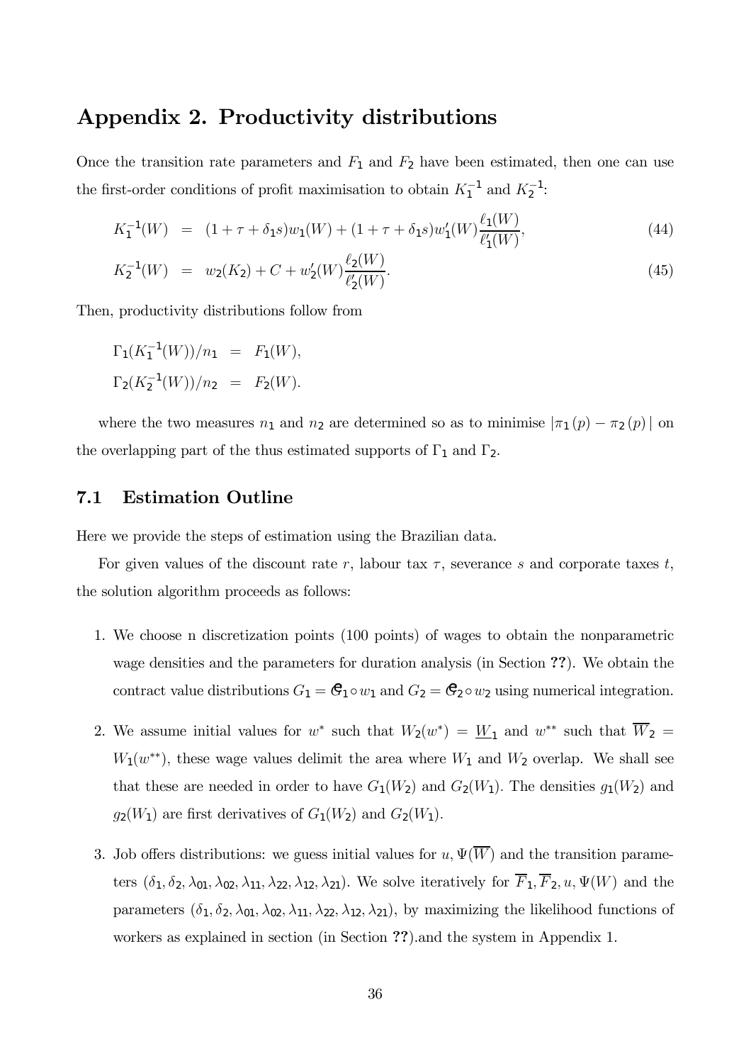# Appendix 2. Productivity distributions

Once the transition rate parameters and $F_1$ and $F_2$ have been estimated, then one can use the first-order conditions of profit maximisation to obtain $K_1^{-1}$ and $K_2^{-1}$:

$$K_1^{-1}(W) = (1+\tau+\delta_1 s)w_1(W) + (1+\tau+\delta_1 s)w_1'(W)\frac{\ell_1(W)}{\ell_1'(W)}, \tag{44}$$

$$K_2^{-1}(W) = w_2(K_2) + C + w_2'(W)\frac{\ell_2(W)}{\ell_2'(W)}. \tag{45}$$

Then, productivity distributions follow from

$$\Gamma_1(K_1^{-1}(W))/n_1 = F_1(W),$$

$$\Gamma_2(K_2^{-1}(W))/n_2 = F_2(W).$$

where the two measures $n_1$ and $n_2$ are determined so as to minimise $|\pi_1(p) - \pi_2(p)|$ on the overlapping part of the thus estimated supports of $\Gamma_1$ and $\Gamma_2$.

## 7.1 Estimation Outline

Here we provide the steps of estimation using the Brazilian data.

For given values of the discount rate $r$, labour tax $\tau$, severance $s$ and corporate taxes $t$, the solution algorithm proceeds as follows:

1. We choose n discretization points (100 points) of wages to obtain the nonparametric wage densities and the parameters for duration analysis (in Section **??**). We obtain the contract value distributions $G_1 = \mathcal{G}_1 \circ w_1$ and $G_2 = \mathcal{G}_2 \circ w_2$ using numerical integration.

2. We assume initial values for $w^*$ such that $W_2(w^*) = \underline{W}_1$ and $w^{**}$ such that $\overline{W}_2 = W_1(w^{**})$, these wage values delimit the area where $W_1$ and $W_2$ overlap. We shall see that these are needed in order to have $G_1(W_2)$ and $G_2(W_1)$. The densities $g_1(W_2)$ and $g_2(W_1)$ are first derivatives of $G_1(W_2)$ and $G_2(W_1)$.

3. Job offers distributions: we guess initial values for $u, \Psi(\overline{W})$ and the transition parameters $(\delta_1, \delta_2, \lambda_{01}, \lambda_{02}, \lambda_{11}, \lambda_{22}, \lambda_{12}, \lambda_{21})$. We solve iteratively for $\overline{F}_1, \overline{F}_2, u, \Psi(W)$ and the parameters $(\delta_1, \delta_2, \lambda_{01}, \lambda_{02}, \lambda_{11}, \lambda_{22}, \lambda_{12}, \lambda_{21})$, by maximizing the likelihood functions of workers as explained in section (in Section **??**).and the system in Appendix 1.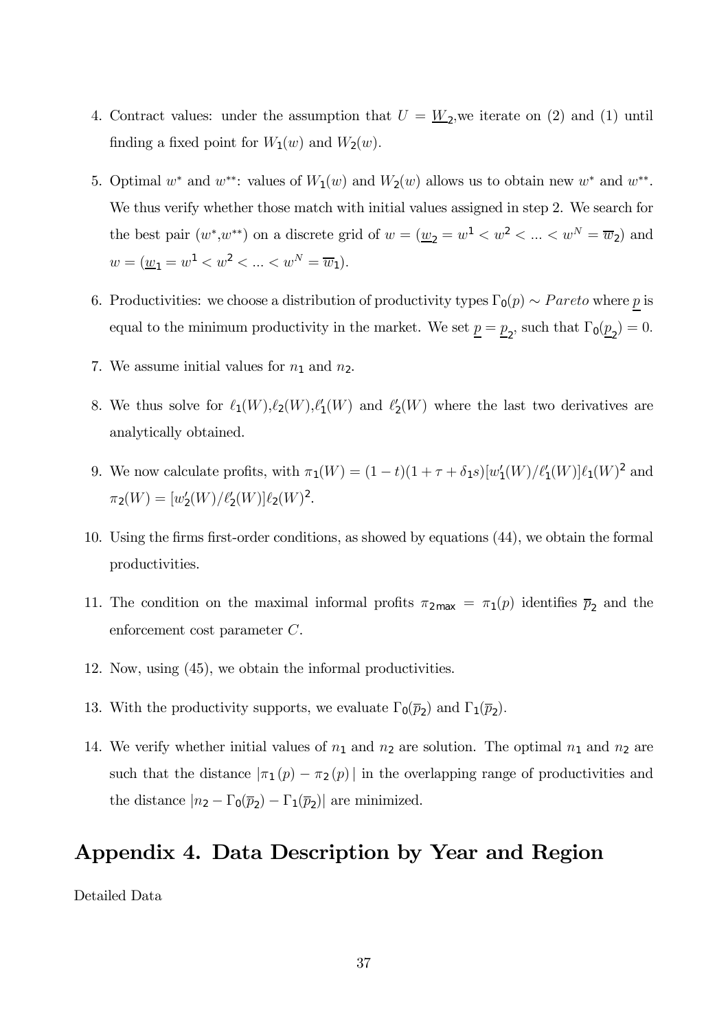4. Contract values: under the assumption that $U = \underline{W}_2$,we iterate on (2) and (1) until finding a fixed point for $W_1(w)$ and $W_2(w)$.

5. Optimal $w^*$ and $w^{**}$: values of $W_1(w)$ and $W_2(w)$ allows us to obtain new $w^*$ and $w^{**}$. We thus verify whether those match with initial values assigned in step 2. We search for the best pair ($w^*$,$w^{**}$) on a discrete grid of $w = (\underline{w}_2 = w^1 < w^2 < ... < w^N = \overline{w}_2)$ and $w = (\underline{w}_1 = w^1 < w^2 < ... < w^N = \overline{w}_1)$.

6. Productivities: we choose a distribution of productivity types $\Gamma_0(p) \sim Pareto$ where $\underline{p}$ is equal to the minimum productivity in the market. We set $\underline{p} = \underline{p}_2$, such that $\Gamma_0(\underline{p}_2) = 0$.

7. We assume initial values for $n_1$ and $n_2$.

8. We thus solve for $\ell_1(W)$,$\ell_2(W)$,$\ell_1'(W)$ and $\ell_2'(W)$ where the last two derivatives are analytically obtained.

9. We now calculate profits, with $\pi_1(W) = (1-t)(1+\tau+\delta_1 s)[w_1'(W)/\ell_1'(W)]\ell_1(W)^2$ and $\pi_2(W) = [w_2'(W)/\ell_2'(W)]\ell_2(W)^2$.

10. Using the firms first-order conditions, as showed by equations (44), we obtain the formal productivities.

11. The condition on the maximal informal profits $\pi_{2\max} = \pi_1(p)$ identifies $\overline{p}_2$ and the enforcement cost parameter $C$.

12. Now, using (45), we obtain the informal productivities.

13. With the productivity supports, we evaluate $\Gamma_0(\overline{p}_2)$ and $\Gamma_1(\overline{p}_2)$.

14. We verify whether initial values of $n_1$ and $n_2$ are solution. The optimal $n_1$ and $n_2$ are such that the distance $|\pi_1(p) - \pi_2(p)|$ in the overlapping range of productivities and the distance $|n_2 - \Gamma_0(\overline{p}_2) - \Gamma_1(\overline{p}_2)|$ are minimized.

## Appendix 4. Data Description by Year and Region

Detailed Data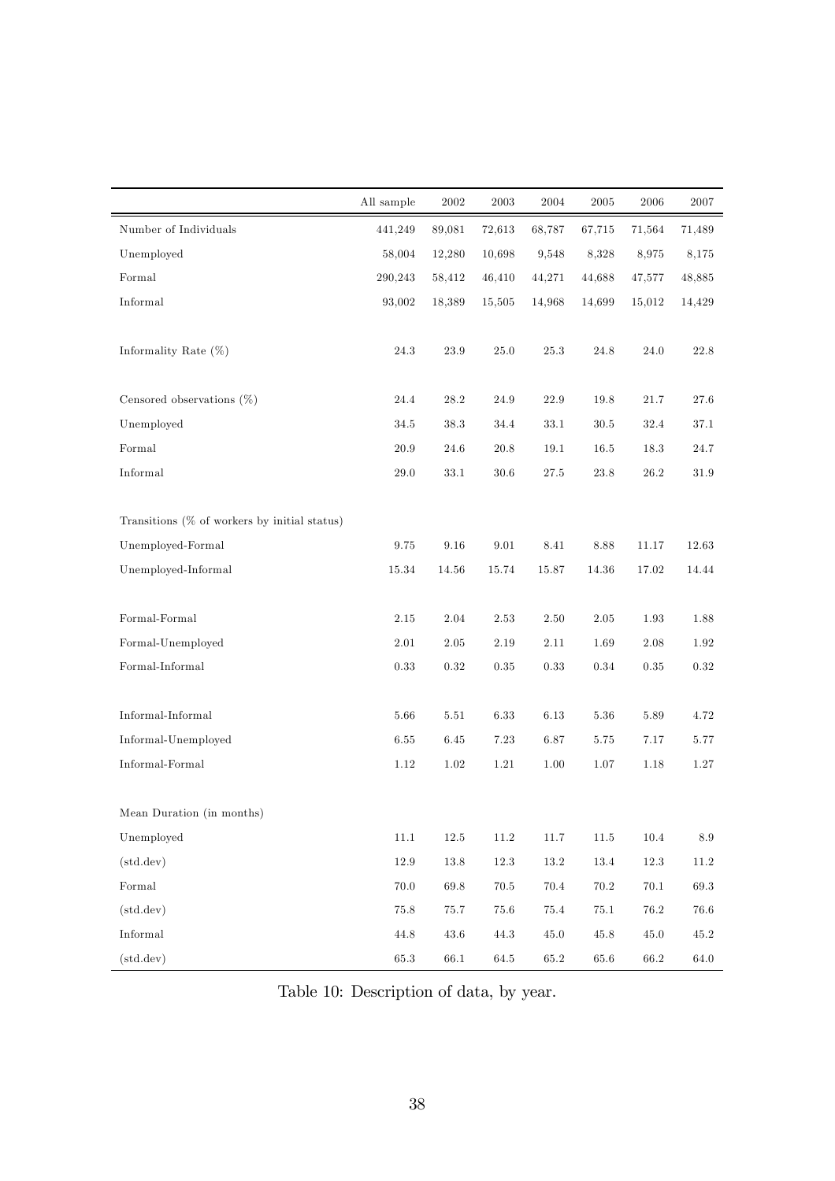| | All sample | 2002 | 2003 | 2004 | 2005 | 2006 | 2007 |
|---|---|---|---|---|---|---|---|
| Number of Individuals | 441,249 | 89,081 | 72,613 | 68,787 | 67,715 | 71,564 | 71,489 |
| Unemployed | 58,004 | 12,280 | 10,698 | 9,548 | 8,328 | 8,975 | 8,175 |
| Formal | 290,243 | 58,412 | 46,410 | 44,271 | 44,688 | 47,577 | 48,885 |
| Informal | 93,002 | 18,389 | 15,505 | 14,968 | 14,699 | 15,012 | 14,429 |
| | | | | | | | |
| Informality Rate (%) | 24.3 | 23.9 | 25.0 | 25.3 | 24.8 | 24.0 | 22.8 |
| | | | | | | | |
| Censored observations (%) | 24.4 | 28.2 | 24.9 | 22.9 | 19.8 | 21.7 | 27.6 |
| Unemployed | 34.5 | 38.3 | 34.4 | 33.1 | 30.5 | 32.4 | 37.1 |
| Formal | 20.9 | 24.6 | 20.8 | 19.1 | 16.5 | 18.3 | 24.7 |
| Informal | 29.0 | 33.1 | 30.6 | 27.5 | 23.8 | 26.2 | 31.9 |
| | | | | | | | |
| Transitions (% of workers by initial status) | | | | | | | |
| Unemployed-Formal | 9.75 | 9.16 | 9.01 | 8.41 | 8.88 | 11.17 | 12.63 |
| Unemployed-Informal | 15.34 | 14.56 | 15.74 | 15.87 | 14.36 | 17.02 | 14.44 |
| | | | | | | | |
| Formal-Formal | 2.15 | 2.04 | 2.53 | 2.50 | 2.05 | 1.93 | 1.88 |
| Formal-Unemployed | 2.01 | 2.05 | 2.19 | 2.11 | 1.69 | 2.08 | 1.92 |
| Formal-Informal | 0.33 | 0.32 | 0.35 | 0.33 | 0.34 | 0.35 | 0.32 |
| | | | | | | | |
| Informal-Informal | 5.66 | 5.51 | 6.33 | 6.13 | 5.36 | 5.89 | 4.72 |
| Informal-Unemployed | 6.55 | 6.45 | 7.23 | 6.87 | 5.75 | 7.17 | 5.77 |
| Informal-Formal | 1.12 | 1.02 | 1.21 | 1.00 | 1.07 | 1.18 | 1.27 |
| | | | | | | | |
| Mean Duration (in months) | | | | | | | |
| Unemployed | 11.1 | 12.5 | 11.2 | 11.7 | 11.5 | 10.4 | 8.9 |
| (std.dev) | 12.9 | 13.8 | 12.3 | 13.2 | 13.4 | 12.3 | 11.2 |
| Formal | 70.0 | 69.8 | 70.5 | 70.4 | 70.2 | 70.1 | 69.3 |
| (std.dev) | 75.8 | 75.7 | 75.6 | 75.4 | 75.1 | 76.2 | 76.6 |
| Informal | 44.8 | 43.6 | 44.3 | 45.0 | 45.8 | 45.0 | 45.2 |
| (std.dev) | 65.3 | 66.1 | 64.5 | 65.2 | 65.6 | 66.2 | 64.0 |

Table 10: Description of data, by year.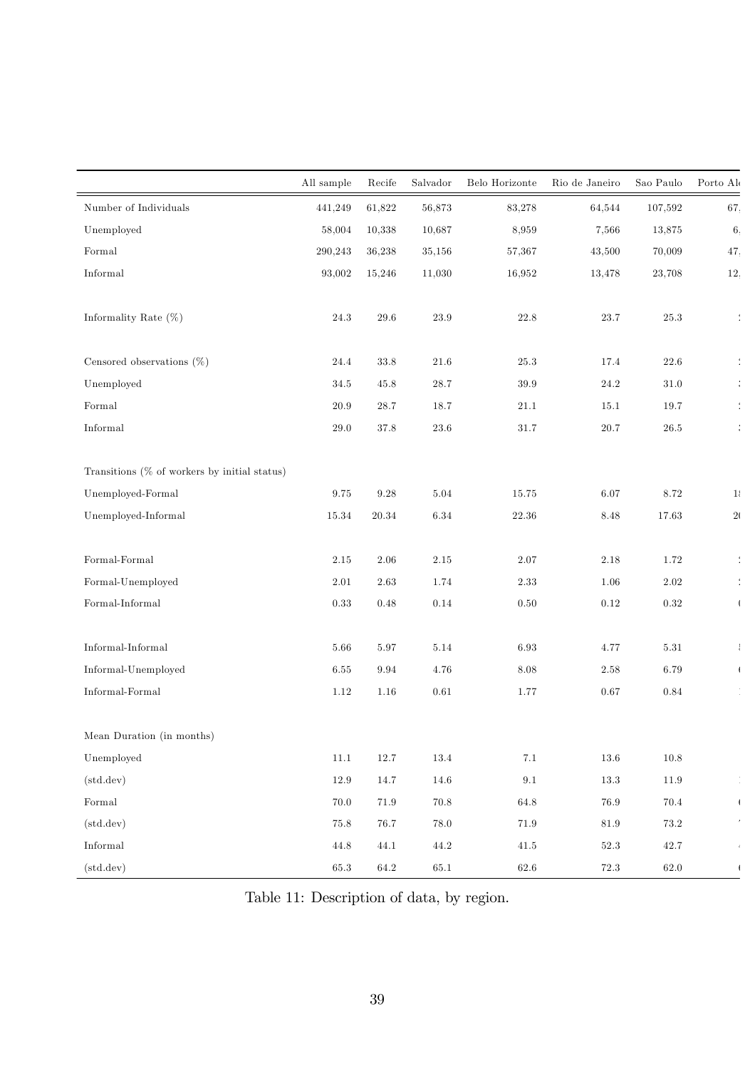| | All sample | Recife | Salvador | Belo Horizonte | Rio de Janeiro | Sao Paulo | Porto Al |
|---|---|---|---|---|---|---|---|
| Number of Individuals | 441,249 | 61,822 | 56,873 | 83,278 | 64,544 | 107,592 | 67. |
| Unemployed | 58,004 | 10,338 | 10,687 | 8,959 | 7,566 | 13,875 | 6. |
| Formal | 290,243 | 36,238 | 35,156 | 57,367 | 43,500 | 70,009 | 47. |
| Informal | 93,002 | 15,246 | 11,030 | 16,952 | 13,478 | 23,708 | 12. |
| | | | | | | | |
| Informality Rate (%) | 24.3 | 29.6 | 23.9 | 22.8 | 23.7 | 25.3 | |
| | | | | | | | |
| Censored observations (%) | 24.4 | 33.8 | 21.6 | 25.3 | 17.4 | 22.6 | |
| Unemployed | 34.5 | 45.8 | 28.7 | 39.9 | 24.2 | 31.0 | |
| Formal | 20.9 | 28.7 | 18.7 | 21.1 | 15.1 | 19.7 | |
| Informal | 29.0 | 37.8 | 23.6 | 31.7 | 20.7 | 26.5 | |
| | | | | | | | |
| Transitions (% of workers by initial status) | | | | | | | |
| Unemployed-Formal | 9.75 | 9.28 | 5.04 | 15.75 | 6.07 | 8.72 | 1 |
| Unemployed-Informal | 15.34 | 20.34 | 6.34 | 22.36 | 8.48 | 17.63 | 2 |
| | | | | | | | |
| Formal-Formal | 2.15 | 2.06 | 2.15 | 2.07 | 2.18 | 1.72 | |
| Formal-Unemployed | 2.01 | 2.63 | 1.74 | 2.33 | 1.06 | 2.02 | |
| Formal-Informal | 0.33 | 0.48 | 0.14 | 0.50 | 0.12 | 0.32 | |
| | | | | | | | |
| Informal-Informal | 5.66 | 5.97 | 5.14 | 6.93 | 4.77 | 5.31 | |
| Informal-Unemployed | 6.55 | 9.94 | 4.76 | 8.08 | 2.58 | 6.79 | |
| Informal-Formal | 1.12 | 1.16 | 0.61 | 1.77 | 0.67 | 0.84 | |
| | | | | | | | |
| Mean Duration (in months) | | | | | | | |
| Unemployed | 11.1 | 12.7 | 13.4 | 7.1 | 13.6 | 10.8 | |
| (std.dev) | 12.9 | 14.7 | 14.6 | 9.1 | 13.3 | 11.9 | |
| Formal | 70.0 | 71.9 | 70.8 | 64.8 | 76.9 | 70.4 | |
| (std.dev) | 75.8 | 76.7 | 78.0 | 71.9 | 81.9 | 73.2 | |
| Informal | 44.8 | 44.1 | 44.2 | 41.5 | 52.3 | 42.7 | |
| (std.dev) | 65.3 | 64.2 | 65.1 | 62.6 | 72.3 | 62.0 | |

Table 11: Description of data, by region.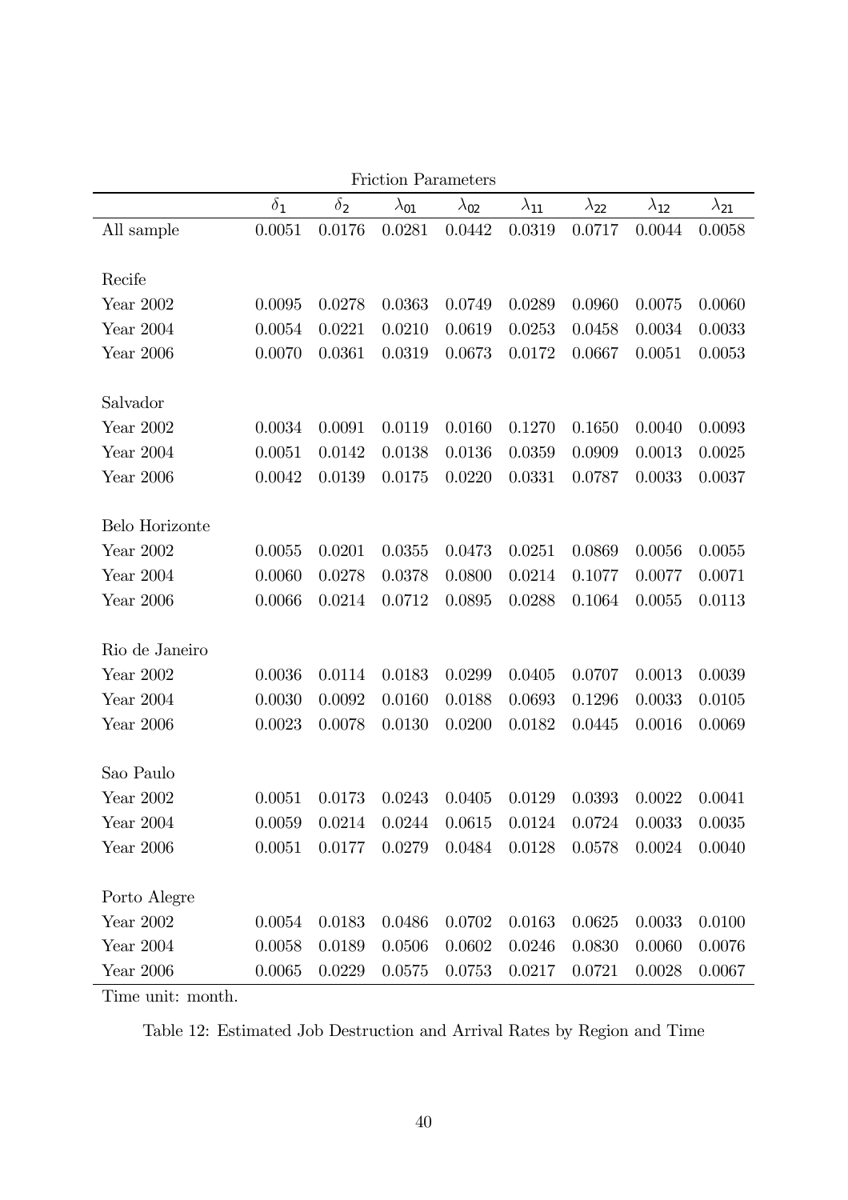| Friction Parameters | | | | | | | | |
|---|---|---|---|---|---|---|---|---|
| | $\delta_1$ | $\delta_2$ | $\lambda_{01}$ | $\lambda_{02}$ | $\lambda_{11}$ | $\lambda_{22}$ | $\lambda_{12}$ | $\lambda_{21}$ |
| All sample | 0.0051 | 0.0176 | 0.0281 | 0.0442 | 0.0319 | 0.0717 | 0.0044 | 0.0058 |
| | | | | | | | | |
| Recife | | | | | | | | |
| Year 2002 | 0.0095 | 0.0278 | 0.0363 | 0.0749 | 0.0289 | 0.0960 | 0.0075 | 0.0060 |
| Year 2004 | 0.0054 | 0.0221 | 0.0210 | 0.0619 | 0.0253 | 0.0458 | 0.0034 | 0.0033 |
| Year 2006 | 0.0070 | 0.0361 | 0.0319 | 0.0673 | 0.0172 | 0.0667 | 0.0051 | 0.0053 |
| | | | | | | | | |
| Salvador | | | | | | | | |
| Year 2002 | 0.0034 | 0.0091 | 0.0119 | 0.0160 | 0.1270 | 0.1650 | 0.0040 | 0.0093 |
| Year 2004 | 0.0051 | 0.0142 | 0.0138 | 0.0136 | 0.0359 | 0.0909 | 0.0013 | 0.0025 |
| Year 2006 | 0.0042 | 0.0139 | 0.0175 | 0.0220 | 0.0331 | 0.0787 | 0.0033 | 0.0037 |
| | | | | | | | | |
| Belo Horizonte | | | | | | | | |
| Year 2002 | 0.0055 | 0.0201 | 0.0355 | 0.0473 | 0.0251 | 0.0869 | 0.0056 | 0.0055 |
| Year 2004 | 0.0060 | 0.0278 | 0.0378 | 0.0800 | 0.0214 | 0.1077 | 0.0077 | 0.0071 |
| Year 2006 | 0.0066 | 0.0214 | 0.0712 | 0.0895 | 0.0288 | 0.1064 | 0.0055 | 0.0113 |
| | | | | | | | | |
| Rio de Janeiro | | | | | | | | |
| Year 2002 | 0.0036 | 0.0114 | 0.0183 | 0.0299 | 0.0405 | 0.0707 | 0.0013 | 0.0039 |
| Year 2004 | 0.0030 | 0.0092 | 0.0160 | 0.0188 | 0.0693 | 0.1296 | 0.0033 | 0.0105 |
| Year 2006 | 0.0023 | 0.0078 | 0.0130 | 0.0200 | 0.0182 | 0.0445 | 0.0016 | 0.0069 |
| | | | | | | | | |
| Sao Paulo | | | | | | | | |
| Year 2002 | 0.0051 | 0.0173 | 0.0243 | 0.0405 | 0.0129 | 0.0393 | 0.0022 | 0.0041 |
| Year 2004 | 0.0059 | 0.0214 | 0.0244 | 0.0615 | 0.0124 | 0.0724 | 0.0033 | 0.0035 |
| Year 2006 | 0.0051 | 0.0177 | 0.0279 | 0.0484 | 0.0128 | 0.0578 | 0.0024 | 0.0040 |
| | | | | | | | | |
| Porto Alegre | | | | | | | | |
| Year 2002 | 0.0054 | 0.0183 | 0.0486 | 0.0702 | 0.0163 | 0.0625 | 0.0033 | 0.0100 |
| Year 2004 | 0.0058 | 0.0189 | 0.0506 | 0.0602 | 0.0246 | 0.0830 | 0.0060 | 0.0076 |
| Year 2006 | 0.0065 | 0.0229 | 0.0575 | 0.0753 | 0.0217 | 0.0721 | 0.0028 | 0.0067 |

Time unit: month.

Table 12: Estimated Job Destruction and Arrival Rates by Region and Time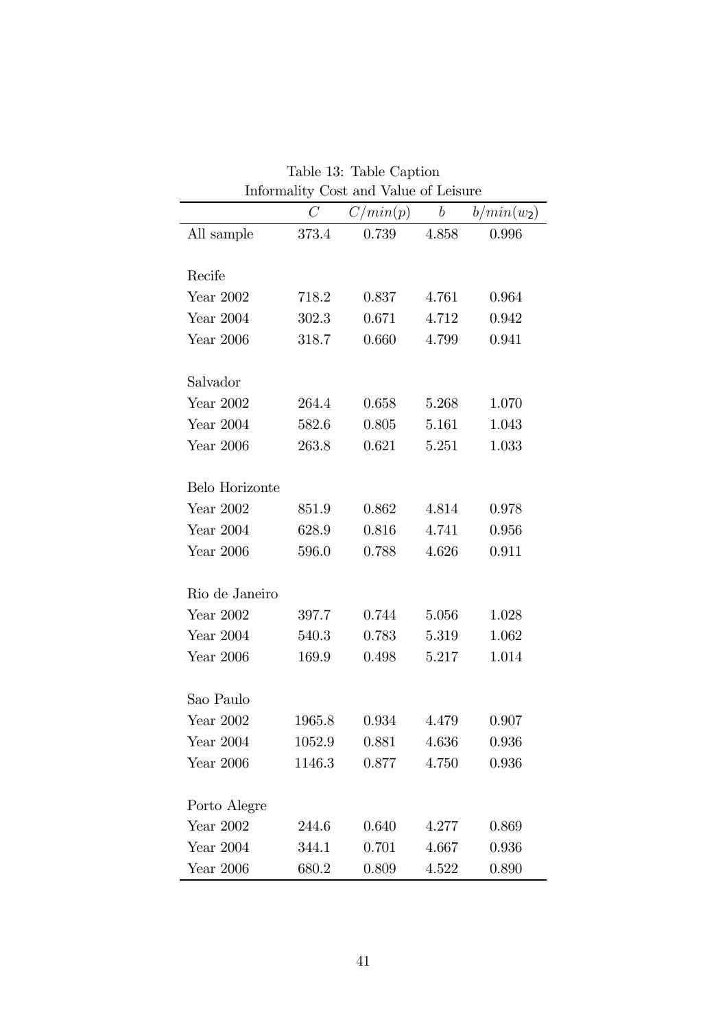Table 13: Table Caption

Informality Cost and Value of Leisure

| | $C$ | $C/min(p)$ | $b$ | $b/min(w_2)$ |
|---|---|---|---|---|
| All sample | 373.4 | 0.739 | 4.858 | 0.996 |
| | | | | |
| Recife | | | | |
| Year 2002 | 718.2 | 0.837 | 4.761 | 0.964 |
| Year 2004 | 302.3 | 0.671 | 4.712 | 0.942 |
| Year 2006 | 318.7 | 0.660 | 4.799 | 0.941 |
| | | | | |
| Salvador | | | | |
| Year 2002 | 264.4 | 0.658 | 5.268 | 1.070 |
| Year 2004 | 582.6 | 0.805 | 5.161 | 1.043 |
| Year 2006 | 263.8 | 0.621 | 5.251 | 1.033 |
| | | | | |
| Belo Horizonte | | | | |
| Year 2002 | 851.9 | 0.862 | 4.814 | 0.978 |
| Year 2004 | 628.9 | 0.816 | 4.741 | 0.956 |
| Year 2006 | 596.0 | 0.788 | 4.626 | 0.911 |
| | | | | |
| Rio de Janeiro | | | | |
| Year 2002 | 397.7 | 0.744 | 5.056 | 1.028 |
| Year 2004 | 540.3 | 0.783 | 5.319 | 1.062 |
| Year 2006 | 169.9 | 0.498 | 5.217 | 1.014 |
| | | | | |
| Sao Paulo | | | | |
| Year 2002 | 1965.8 | 0.934 | 4.479 | 0.907 |
| Year 2004 | 1052.9 | 0.881 | 4.636 | 0.936 |
| Year 2006 | 1146.3 | 0.877 | 4.750 | 0.936 |
| | | | | |
| Porto Alegre | | | | |
| Year 2002 | 244.6 | 0.640 | 4.277 | 0.869 |
| Year 2004 | 344.1 | 0.701 | 4.667 | 0.936 |
| Year 2006 | 680.2 | 0.809 | 4.522 | 0.890 |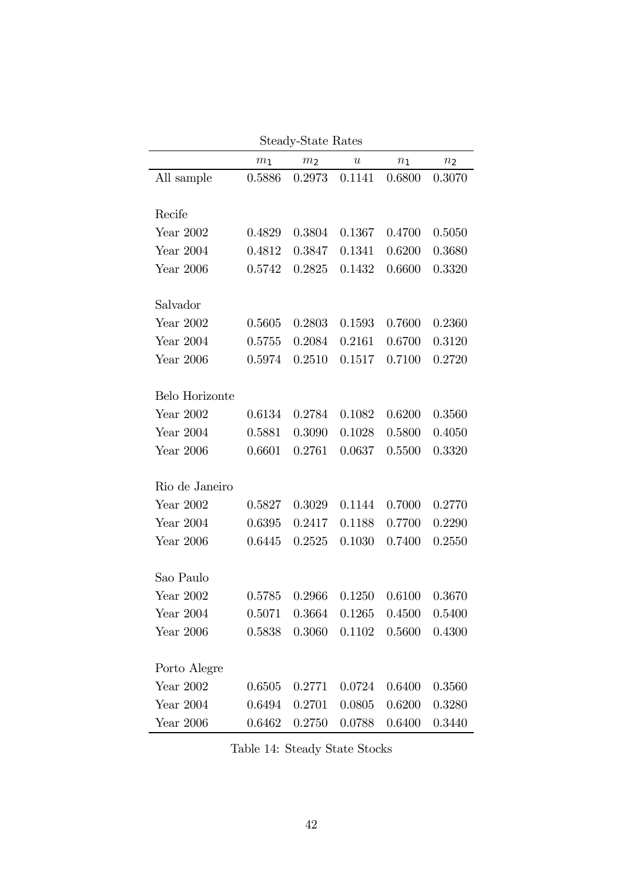Steady-State Rates

| | $m_1$ | $m_2$ | $u$ | $n_1$ | $n_2$ |
|---|---|---|---|---|---|
| All sample | 0.5886 | 0.2973 | 0.1141 | 0.6800 | 0.3070 |
| | | | | | |
| Recife | | | | | |
| Year 2002 | 0.4829 | 0.3804 | 0.1367 | 0.4700 | 0.5050 |
| Year 2004 | 0.4812 | 0.3847 | 0.1341 | 0.6200 | 0.3680 |
| Year 2006 | 0.5742 | 0.2825 | 0.1432 | 0.6600 | 0.3320 |
| | | | | | |
| Salvador | | | | | |
| Year 2002 | 0.5605 | 0.2803 | 0.1593 | 0.7600 | 0.2360 |
| Year 2004 | 0.5755 | 0.2084 | 0.2161 | 0.6700 | 0.3120 |
| Year 2006 | 0.5974 | 0.2510 | 0.1517 | 0.7100 | 0.2720 |
| | | | | | |
| Belo Horizonte | | | | | |
| Year 2002 | 0.6134 | 0.2784 | 0.1082 | 0.6200 | 0.3560 |
| Year 2004 | 0.5881 | 0.3090 | 0.1028 | 0.5800 | 0.4050 |
| Year 2006 | 0.6601 | 0.2761 | 0.0637 | 0.5500 | 0.3320 |
| | | | | | |
| Rio de Janeiro | | | | | |
| Year 2002 | 0.5827 | 0.3029 | 0.1144 | 0.7000 | 0.2770 |
| Year 2004 | 0.6395 | 0.2417 | 0.1188 | 0.7700 | 0.2290 |
| Year 2006 | 0.6445 | 0.2525 | 0.1030 | 0.7400 | 0.2550 |
| | | | | | |
| Sao Paulo | | | | | |
| Year 2002 | 0.5785 | 0.2966 | 0.1250 | 0.6100 | 0.3670 |
| Year 2004 | 0.5071 | 0.3664 | 0.1265 | 0.4500 | 0.5400 |
| Year 2006 | 0.5838 | 0.3060 | 0.1102 | 0.5600 | 0.4300 |
| | | | | | |
| Porto Alegre | | | | | |
| Year 2002 | 0.6505 | 0.2771 | 0.0724 | 0.6400 | 0.3560 |
| Year 2004 | 0.6494 | 0.2701 | 0.0805 | 0.6200 | 0.3280 |
| Year 2006 | 0.6462 | 0.2750 | 0.0788 | 0.6400 | 0.3440 |

Table 14: Steady State Stocks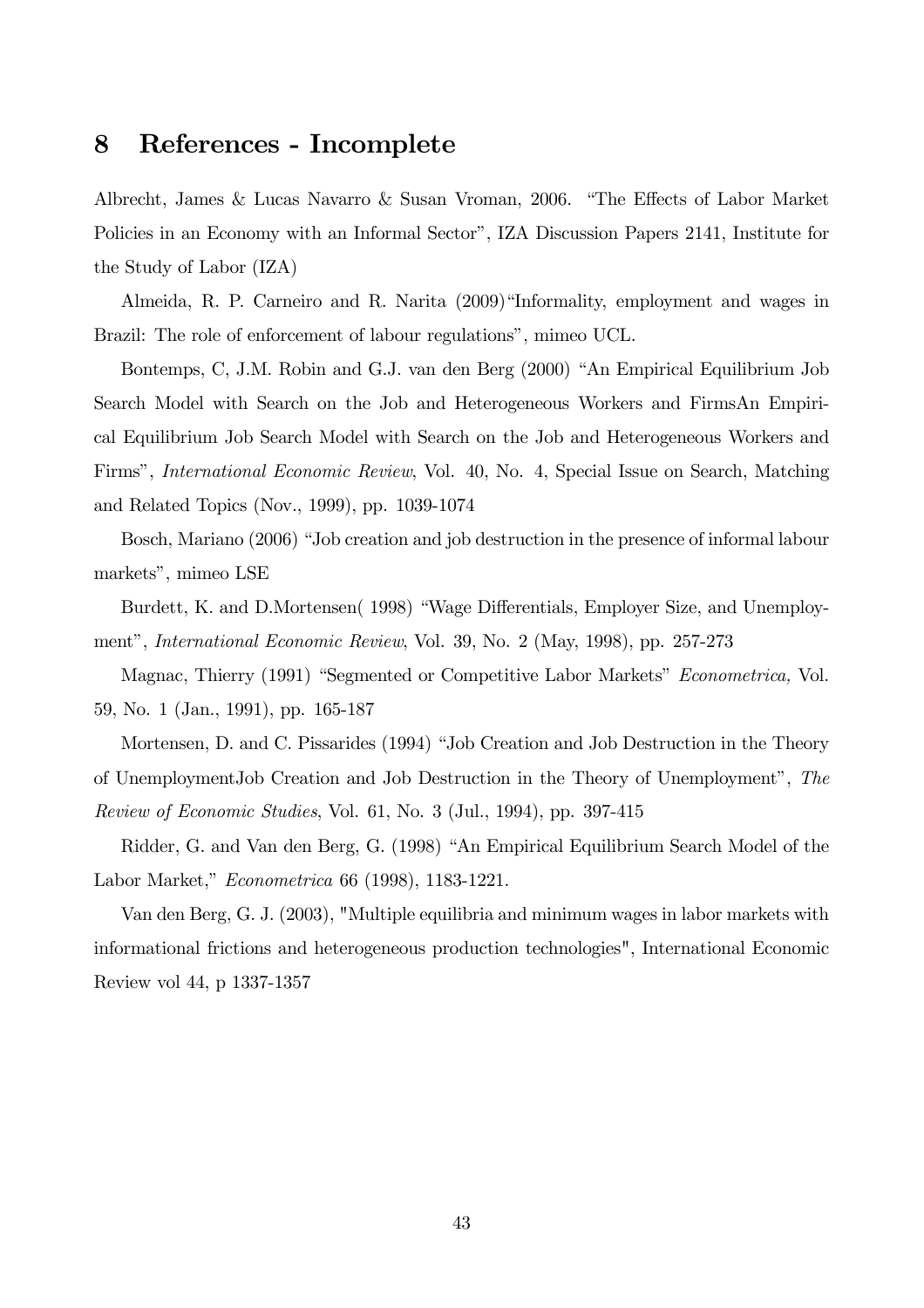# 8 References - Incomplete

Albrecht, James & Lucas Navarro & Susan Vroman, 2006. "The Effects of Labor Market Policies in an Economy with an Informal Sector", IZA Discussion Papers 2141, Institute for the Study of Labor (IZA)

Almeida, R. P. Carneiro and R. Narita (2009)"Informality, employment and wages in Brazil: The role of enforcement of labour regulations", mimeo UCL.

Bontemps, C, J.M. Robin and G.J. van den Berg (2000) "An Empirical Equilibrium Job Search Model with Search on the Job and Heterogeneous Workers and FirmsAn Empirical Equilibrium Job Search Model with Search on the Job and Heterogeneous Workers and Firms", *International Economic Review*, Vol. 40, No. 4, Special Issue on Search, Matching and Related Topics (Nov., 1999), pp. 1039-1074

Bosch, Mariano (2006) "Job creation and job destruction in the presence of informal labour markets", mimeo LSE

Burdett, K. and D.Mortensen( 1998) "Wage Differentials, Employer Size, and Unemployment", *International Economic Review*, Vol. 39, No. 2 (May, 1998), pp. 257-273

Magnac, Thierry (1991) "Segmented or Competitive Labor Markets" *Econometrica,* Vol. 59, No. 1 (Jan., 1991), pp. 165-187

Mortensen, D. and C. Pissarides (1994) "Job Creation and Job Destruction in the Theory of UnemploymentJob Creation and Job Destruction in the Theory of Unemployment", *The Review of Economic Studies*, Vol. 61, No. 3 (Jul., 1994), pp. 397-415

Ridder, G. and Van den Berg, G. (1998) "An Empirical Equilibrium Search Model of the Labor Market," *Econometrica* 66 (1998), 1183-1221.

Van den Berg, G. J. (2003), "Multiple equilibria and minimum wages in labor markets with informational frictions and heterogeneous production technologies", International Economic Review vol 44, p 1337-1357